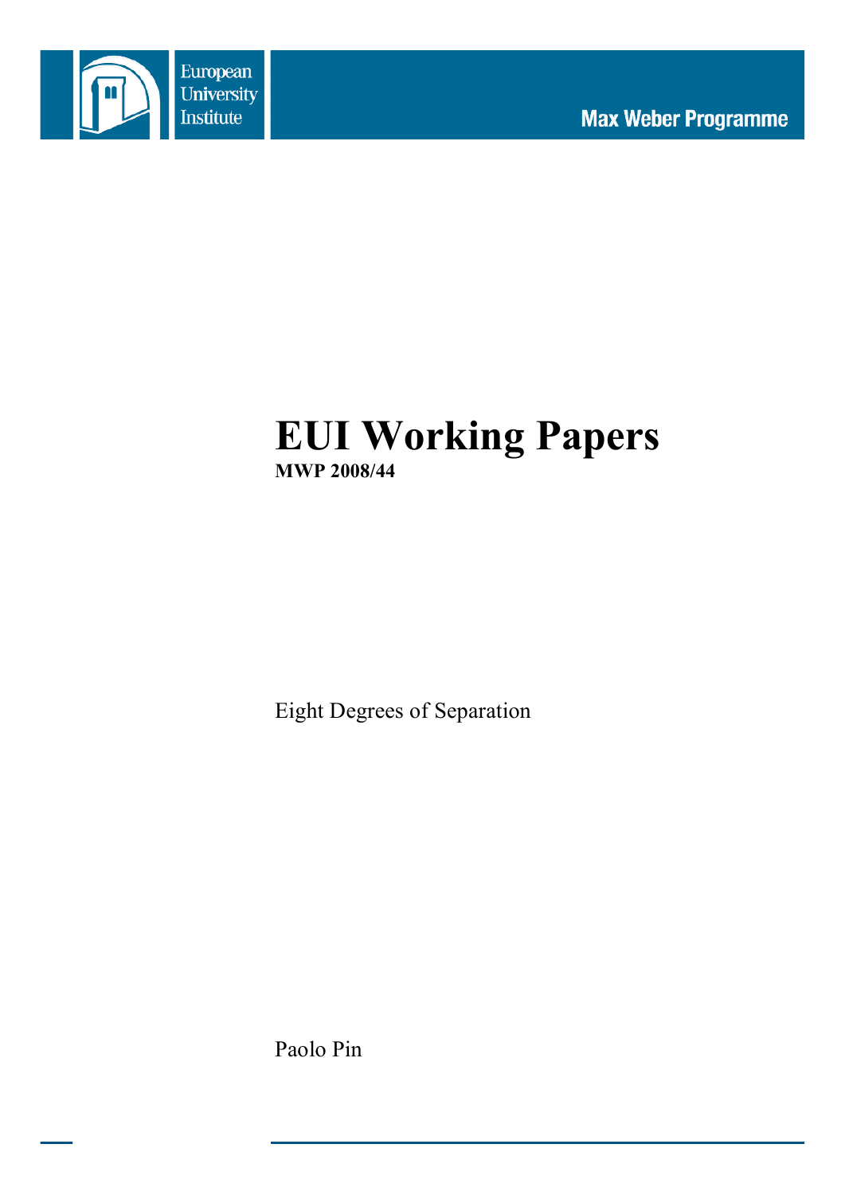European University Institute

Max Weber Programme

# EUI Working Papers

**MWP 2008/44**

Eight Degrees of Separation

Paolo Pin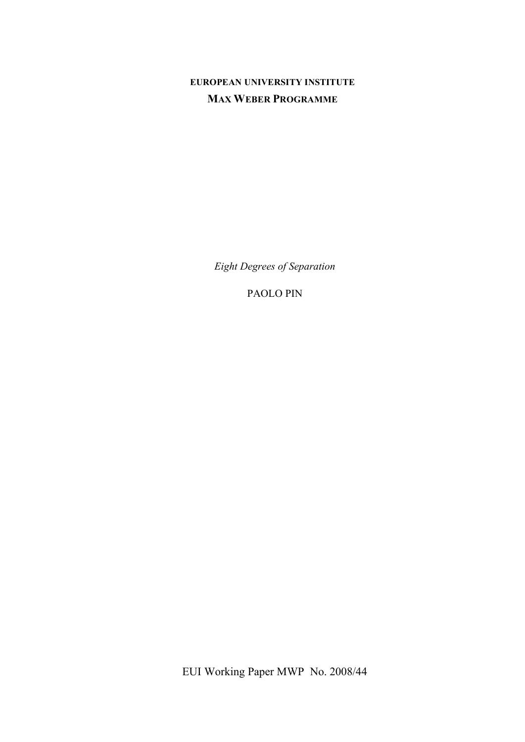**EUROPEAN UNIVERSITY INSTITUTE**
**MAX WEBER PROGRAMME**

*Eight Degrees of Separation*

PAOLO PIN

EUI Working Paper MWP No. 2008/44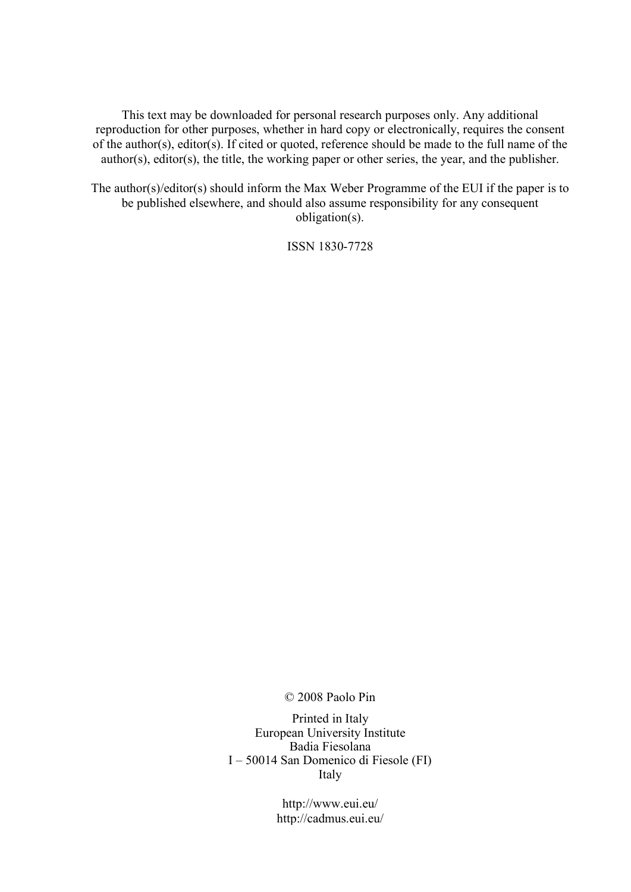This text may be downloaded for personal research purposes only. Any additional reproduction for other purposes, whether in hard copy or electronically, requires the consent of the author(s), editor(s). If cited or quoted, reference should be made to the full name of the author(s), editor(s), the title, the working paper or other series, the year, and the publisher.

The author(s)/editor(s) should inform the Max Weber Programme of the EUI if the paper is to be published elsewhere, and should also assume responsibility for any consequent obligation(s).

ISSN 1830-7728

© 2008 Paolo Pin

Printed in Italy  
European University Institute  
Badia Fiesolana  
I – 50014 San Domenico di Fiesole (FI)  
Italy

http://www.eui.eu/  
http://cadmus.eui.eu/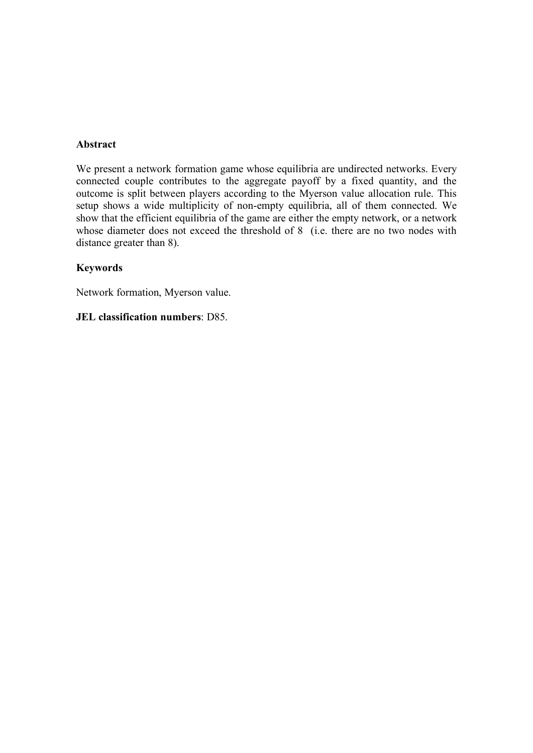**Abstract**

We present a network formation game whose equilibria are undirected networks. Every connected couple contributes to the aggregate payoff by a fixed quantity, and the outcome is split between players according to the Myerson value allocation rule. This setup shows a wide multiplicity of non-empty equilibria, all of them connected. We show that the efficient equilibria of the game are either the empty network, or a network whose diameter does not exceed the threshold of 8 (i.e. there are no two nodes with distance greater than 8).

**Keywords**

Network formation, Myerson value.

**JEL classification numbers**: D85.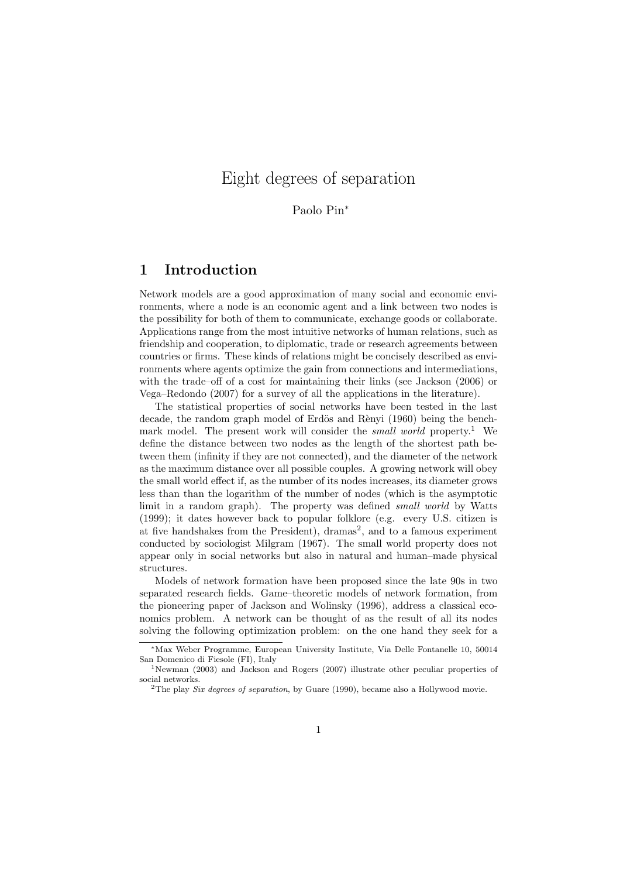# Eight degrees of separation

Paolo Pin*

## 1 Introduction

Network models are a good approximation of many social and economic environments, where a node is an economic agent and a link between two nodes is the possibility for both of them to communicate, exchange goods or collaborate. Applications range from the most intuitive networks of human relations, such as friendship and cooperation, to diplomatic, trade or research agreements between countries or firms. These kinds of relations might be concisely described as environments where agents optimize the gain from connections and intermediations, with the trade–off of a cost for maintaining their links (see Jackson (2006) or Vega–Redondo (2007) for a survey of all the applications in the literature).

The statistical properties of social networks have been tested in the last decade, the random graph model of Erdös and Rènyi (1960) being the benchmark model. The present work will consider the *small world* property.[1] We define the distance between two nodes as the length of the shortest path between them (infinity if they are not connected), and the diameter of the network as the maximum distance over all possible couples. A growing network will obey the small world effect if, as the number of its nodes increases, its diameter grows less than than the logarithm of the number of nodes (which is the asymptotic limit in a random graph). The property was defined *small world* by Watts (1999); it dates however back to popular folklore (e.g. every U.S. citizen is at five handshakes from the President), dramas[2], and to a famous experiment conducted by sociologist Milgram (1967). The small world property does not appear only in social networks but also in natural and human–made physical structures.

Models of network formation have been proposed since the late 90s in two separated research fields. Game–theoretic models of network formation, from the pioneering paper of Jackson and Wolinsky (1996), address a classical economics problem. A network can be thought of as the result of all its nodes solving the following optimization problem: on the one hand they seek for a

---

*Max Weber Programme, European University Institute, Via Delle Fontanelle 10, 50014 San Domenico di Fiesole (FI), Italy

[1] Newman (2003) and Jackson and Rogers (2007) illustrate other peculiar properties of social networks.

[2] The play *Six degrees of separation*, by Guare (1990), became also a Hollywood movie.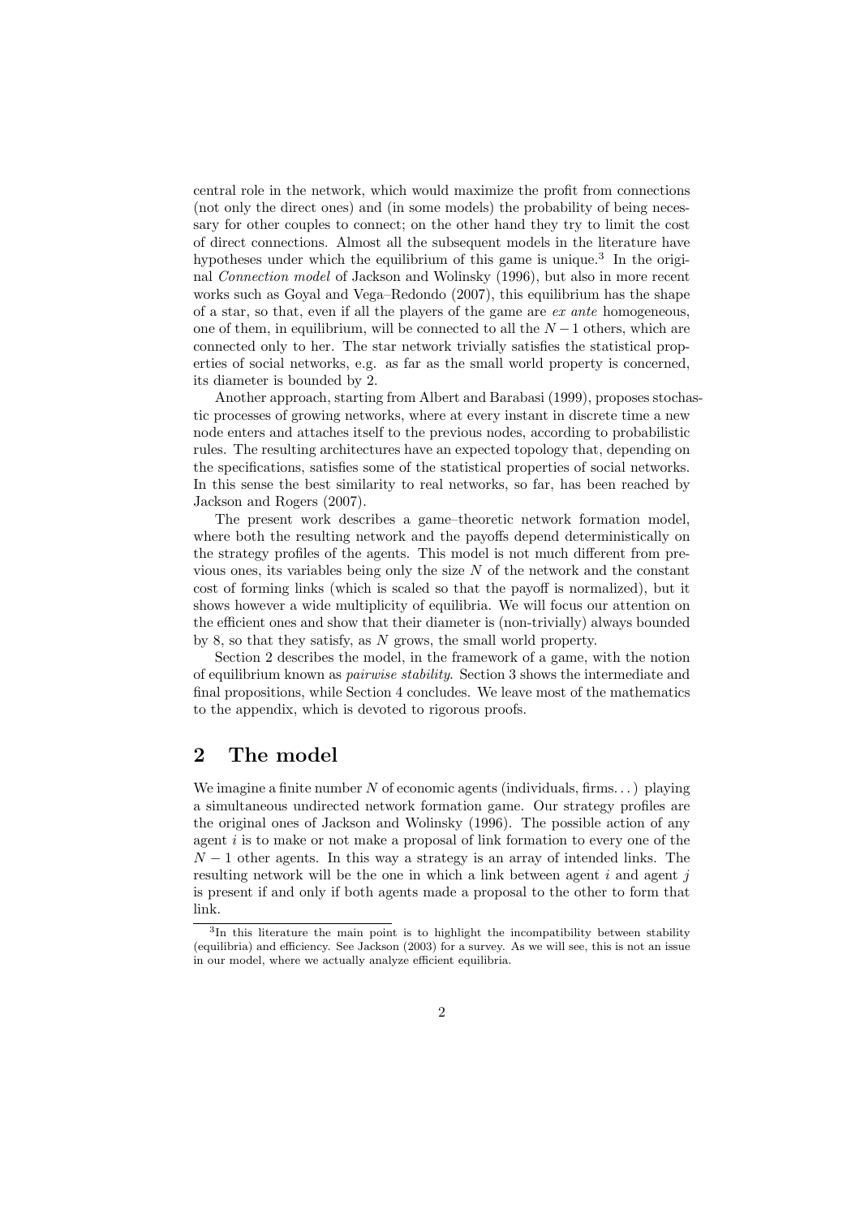central role in the network, which would maximize the profit from connections (not only the direct ones) and (in some models) the probability of being necessary for other couples to connect; on the other hand they try to limit the cost of direct connections. Almost all the subsequent models in the literature have hypotheses under which the equilibrium of this game is unique.[3] In the original *Connection model* of Jackson and Wolinsky (1996), but also in more recent works such as Goyal and Vega–Redondo (2007), this equilibrium has the shape of a star, so that, even if all the players of the game are *ex ante* homogeneous, one of them, in equilibrium, will be connected to all the $N-1$ others, which are connected only to her. The star network trivially satisfies the statistical properties of social networks, e.g. as far as the small world property is concerned, its diameter is bounded by 2.

Another approach, starting from Albert and Barabasi (1999), proposes stochastic processes of growing networks, where at every instant in discrete time a new node enters and attaches itself to the previous nodes, according to probabilistic rules. The resulting architectures have an expected topology that, depending on the specifications, satisfies some of the statistical properties of social networks. In this sense the best similarity to real networks, so far, has been reached by Jackson and Rogers (2007).

The present work describes a game–theoretic network formation model, where both the resulting network and the payoffs depend deterministically on the strategy profiles of the agents. This model is not much different from previous ones, its variables being only the size $N$ of the network and the constant cost of forming links (which is scaled so that the payoff is normalized), but it shows however a wide multiplicity of equilibria. We will focus our attention on the efficient ones and show that their diameter is (non-trivially) always bounded by 8, so that they satisfy, as $N$ grows, the small world property.

Section 2 describes the model, in the framework of a game, with the notion of equilibrium known as *pairwise stability*. Section 3 shows the intermediate and final propositions, while Section 4 concludes. We leave most of the mathematics to the appendix, which is devoted to rigorous proofs.

## 2 The model

We imagine a finite number $N$ of economic agents (individuals, firms. . . ) playing a simultaneous undirected network formation game. Our strategy profiles are the original ones of Jackson and Wolinsky (1996). The possible action of any agent $i$ is to make or not make a proposal of link formation to every one of the $N-1$ other agents. In this way a strategy is an array of intended links. The resulting network will be the one in which a link between agent $i$ and agent $j$ is present if and only if both agents made a proposal to the other to form that link.

[3] In this literature the main point is to highlight the incompatibility between stability (equilibria) and efficiency. See Jackson (2003) for a survey. As we will see, this is not an issue in our model, where we actually analyze efficient equilibria.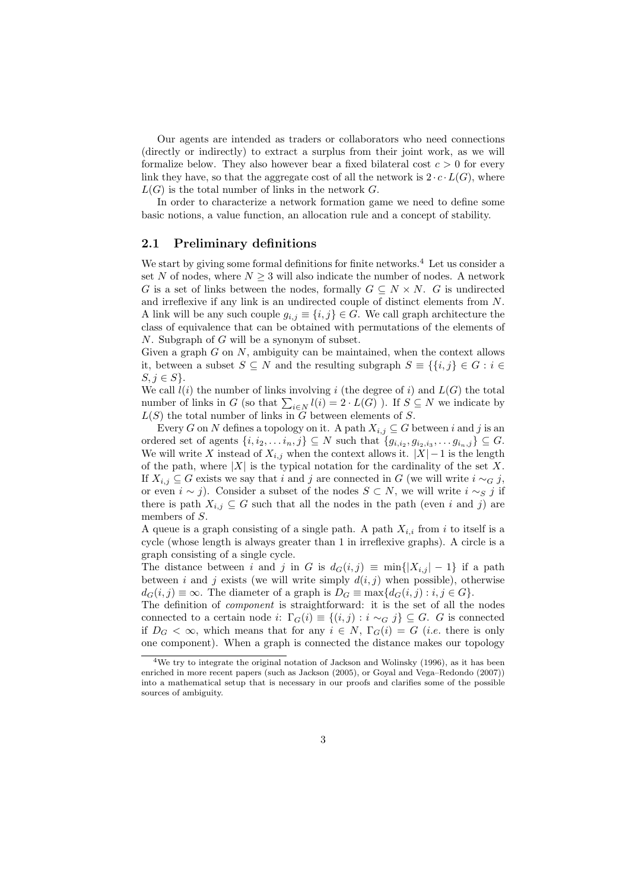Our agents are intended as traders or collaborators who need connections (directly or indirectly) to extract a surplus from their joint work, as we will formalize below. They also however bear a fixed bilateral cost $c > 0$ for every link they have, so that the aggregate cost of all the network is $2 \cdot c \cdot L(G)$, where $L(G)$ is the total number of links in the network $G$.

In order to characterize a network formation game we need to define some basic notions, a value function, an allocation rule and a concept of stability.

## 2.1 Preliminary definitions

We start by giving some formal definitions for finite networks.[4] Let us consider a set $N$ of nodes, where $N \geq 3$ will also indicate the number of nodes. A network $G$ is a set of links between the nodes, formally $G \subseteq N \times N$. $G$ is undirected and irreflexive if any link is an undirected couple of distinct elements from $N$. A link will be any such couple $g_{i,j} \equiv \{i, j\} \in G$. We call graph architecture the class of equivalence that can be obtained with permutations of the elements of $N$. Subgraph of $G$ will be a synonym of subset.

Given a graph $G$ on $N$, ambiguity can be maintained, when the context allows it, between a subset $S \subseteq N$ and the resulting subgraph $S \equiv \{\{i, j\} \in G : i \in S, j \in S\}$.

We call $l(i)$ the number of links involving $i$ (the degree of $i$) and $L(G)$ the total number of links in $G$ (so that $\sum_{i \in N} l(i) = 2 \cdot L(G)$ ). If $S \subseteq N$ we indicate by $L(S)$ the total number of links in $G$ between elements of $S$.

Every $G$ on $N$ defines a topology on it. A path $X_{i,j} \subseteq G$ between $i$ and $j$ is an ordered set of agents $\{i, i_2, \ldots i_n, j\} \subseteq N$ such that $\{g_{i,i_2}, g_{i_2,i_3}, \ldots g_{i_n,j}\} \subseteq G$. We will write $X$ instead of $X_{i,j}$ when the context allows it. $|X| - 1$ is the length of the path, where $|X|$ is the typical notation for the cardinality of the set $X$. If $X_{i,j} \subseteq G$ exists we say that $i$ and $j$ are connected in $G$ (we will write $i \sim_G j$, or even $i \sim j$). Consider a subset of the nodes $S \subset N$, we will write $i \sim_S j$ if there is path $X_{i,j} \subseteq G$ such that all the nodes in the path (even $i$ and $j$) are members of $S$.

A queue is a graph consisting of a single path. A path $X_{i,i}$ from $i$ to itself is a cycle (whose length is always greater than 1 in irreflexive graphs). A circle is a graph consisting of a single cycle.

The distance between $i$ and $j$ in $G$ is $d_G(i, j) \equiv \min\{|X_{i,j}| - 1\}$ if a path between $i$ and $j$ exists (we will write simply $d(i, j)$ when possible), otherwise $d_G(i, j) \equiv \infty$. The diameter of a graph is $D_G \equiv \max\{d_G(i, j) : i, j \in G\}$.

The definition of *component* is straightforward: it is the set of all the nodes connected to a certain node $i$: $\Gamma_G(i) \equiv \{(i, j) : i \sim_G j\} \subseteq G$. $G$ is connected if $D_G < \infty$, which means that for any $i \in N$, $\Gamma_G(i) = G$ (*i.e.* there is only one component). When a graph is connected the distance makes our topology

[4] We try to integrate the original notation of Jackson and Wolinsky (1996), as it has been enriched in more recent papers (such as Jackson (2005), or Goyal and Vega–Redondo (2007)) into a mathematical setup that is necessary in our proofs and clarifies some of the possible sources of ambiguity.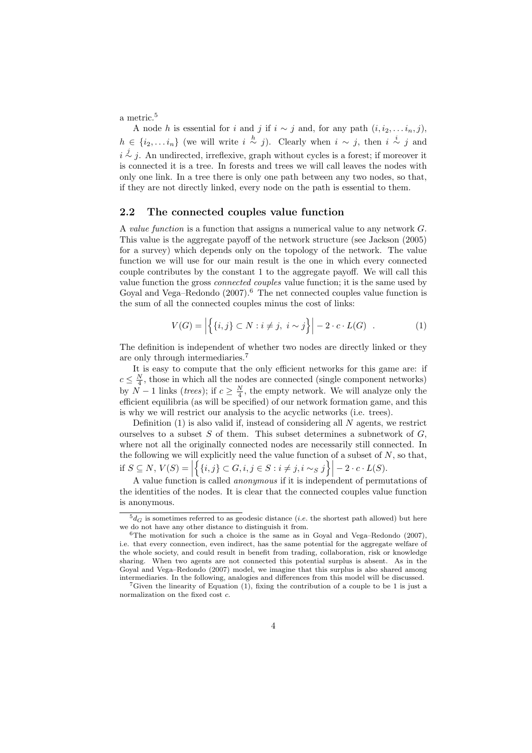a metric.[5]

A node $h$ is essential for $i$ and $j$ if $i \sim j$ and, for any path $(i, i_2, \ldots i_n, j)$, $h \in \{i_2, \ldots i_n\}$ (we will write $i \overset{h}{\sim} j$). Clearly when $i \sim j$, then $i \overset{i}{\sim} j$ and $i \overset{j}{\sim} j$. An undirected, irreflexive, graph without cycles is a forest; if moreover it is connected it is a tree. In forests and trees we will call leaves the nodes with only one link. In a tree there is only one path between any two nodes, so that, if they are not directly linked, every node on the path is essential to them.

## 2.2 The connected couples value function

A *value function* is a function that assigns a numerical value to any network $G$. This value is the aggregate payoff of the network structure (see Jackson (2005) for a survey) which depends only on the topology of the network. The value function we will use for our main result is the one in which every connected couple contributes by the constant 1 to the aggregate payoff. We will call this value function the gross *connected couples* value function; it is the same used by Goyal and Vega–Redondo (2007).[6] The net connected couples value function is the sum of all the connected couples minus the cost of links:

$$V(G) = \left| \Big\{ \{i, j\} \subset N : i \neq j, \ i \sim j \Big\} \right| - 2 \cdot c \cdot L(G) \quad . \tag{1}$$

The definition is independent of whether two nodes are directly linked or they are only through intermediaries.[7]

It is easy to compute that the only efficient networks for this game are: if $c \leq \frac{N}{4}$, those in which all the nodes are connected (single component networks) by $N - 1$ links (*trees*); if $c \geq \frac{N}{4}$, the empty network. We will analyze only the efficient equilibria (as will be specified) of our network formation game, and this is why we will restrict our analysis to the acyclic networks (i.e. trees).

Definition (1) is also valid if, instead of considering all $N$ agents, we restrict ourselves to a subset $S$ of them. This subset determines a subnetwork of $G$, where not all the originally connected nodes are necessarily still connected. In the following we will explicitly need the value function of a subset of $N$, so that, if $S \subseteq N$, $V(S) = \left| \Big\{ \{i, j\} \subset G, i, j \in S : i \neq j, i \sim_S j \Big\} \right| - 2 \cdot c \cdot L(S)$.

A value function is called *anonymous* if it is independent of permutations of the identities of the nodes. It is clear that the connected couples value function is anonymous.

---

[5] $d_G$ is sometimes referred to as geodesic distance (*i.e.* the shortest path allowed) but here we do not have any other distance to distinguish it from.

[6] The motivation for such a choice is the same as in Goyal and Vega–Redondo (2007), i.e. that every connection, even indirect, has the same potential for the aggregate welfare of the whole society, and could result in benefit from trading, collaboration, risk or knowledge sharing. When two agents are not connected this potential surplus is absent. As in the Goyal and Vega–Redondo (2007) model, we imagine that this surplus is also shared among intermediaries. In the following, analogies and differences from this model will be discussed.

[7] Given the linearity of Equation (1), fixing the contribution of a couple to be 1 is just a normalization on the fixed cost $c$.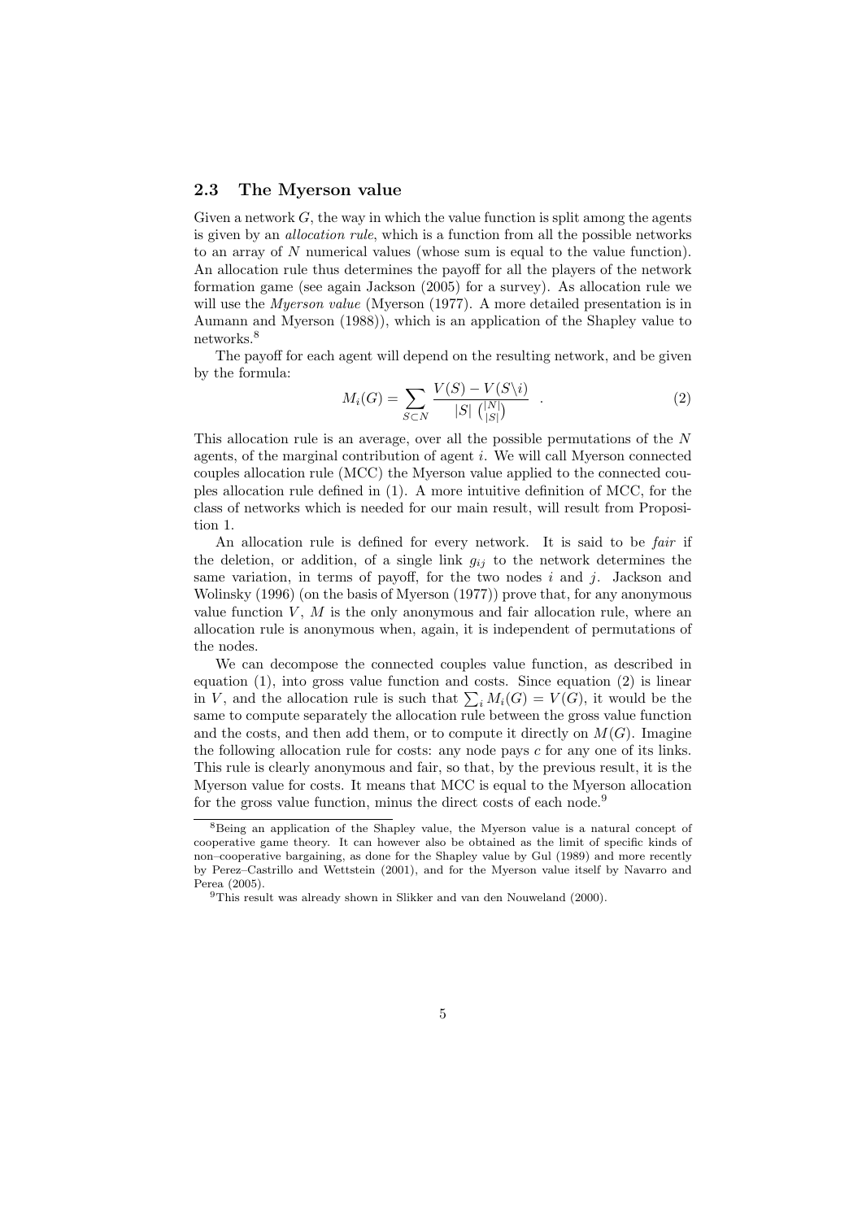### 2.3 The Myerson value

Given a network $G$, the way in which the value function is split among the agents is given by an *allocation rule*, which is a function from all the possible networks to an array of $N$ numerical values (whose sum is equal to the value function). An allocation rule thus determines the payoff for all the players of the network formation game (see again Jackson (2005) for a survey). As allocation rule we will use the *Myerson value* (Myerson (1977). A more detailed presentation is in Aumann and Myerson (1988)), which is an application of the Shapley value to networks.[8]

The payoff for each agent will depend on the resulting network, and be given by the formula:

$$M_i(G) = \sum_{S \subset N} \frac{V(S) - V(S \backslash i)}{|S| \binom{|N|}{|S|}} \quad . \tag{2}$$

This allocation rule is an average, over all the possible permutations of the $N$ agents, of the marginal contribution of agent $i$. We will call Myerson connected couples allocation rule (MCC) the Myerson value applied to the connected couples allocation rule defined in (1). A more intuitive definition of MCC, for the class of networks which is needed for our main result, will result from Proposition 1.

An allocation rule is defined for every network. It is said to be *fair* if the deletion, or addition, of a single link $g_{ij}$ to the network determines the same variation, in terms of payoff, for the two nodes $i$ and $j$. Jackson and Wolinsky (1996) (on the basis of Myerson (1977)) prove that, for any anonymous value function $V$, $M$ is the only anonymous and fair allocation rule, where an allocation rule is anonymous when, again, it is independent of permutations of the nodes.

We can decompose the connected couples value function, as described in equation (1), into gross value function and costs. Since equation (2) is linear in $V$, and the allocation rule is such that $\sum_i M_i(G) = V(G)$, it would be the same to compute separately the allocation rule between the gross value function and the costs, and then add them, or to compute it directly on $M(G)$. Imagine the following allocation rule for costs: any node pays $c$ for any one of its links. This rule is clearly anonymous and fair, so that, by the previous result, it is the Myerson value for costs. It means that MCC is equal to the Myerson allocation for the gross value function, minus the direct costs of each node.[9]

---

[8] Being an application of the Shapley value, the Myerson value is a natural concept of cooperative game theory. It can however also be obtained as the limit of specific kinds of non–cooperative bargaining, as done for the Shapley value by Gul (1989) and more recently by Perez–Castrillo and Wettstein (2001), and for the Myerson value itself by Navarro and Perea (2005).

[9] This result was already shown in Slikker and van den Nouweland (2000).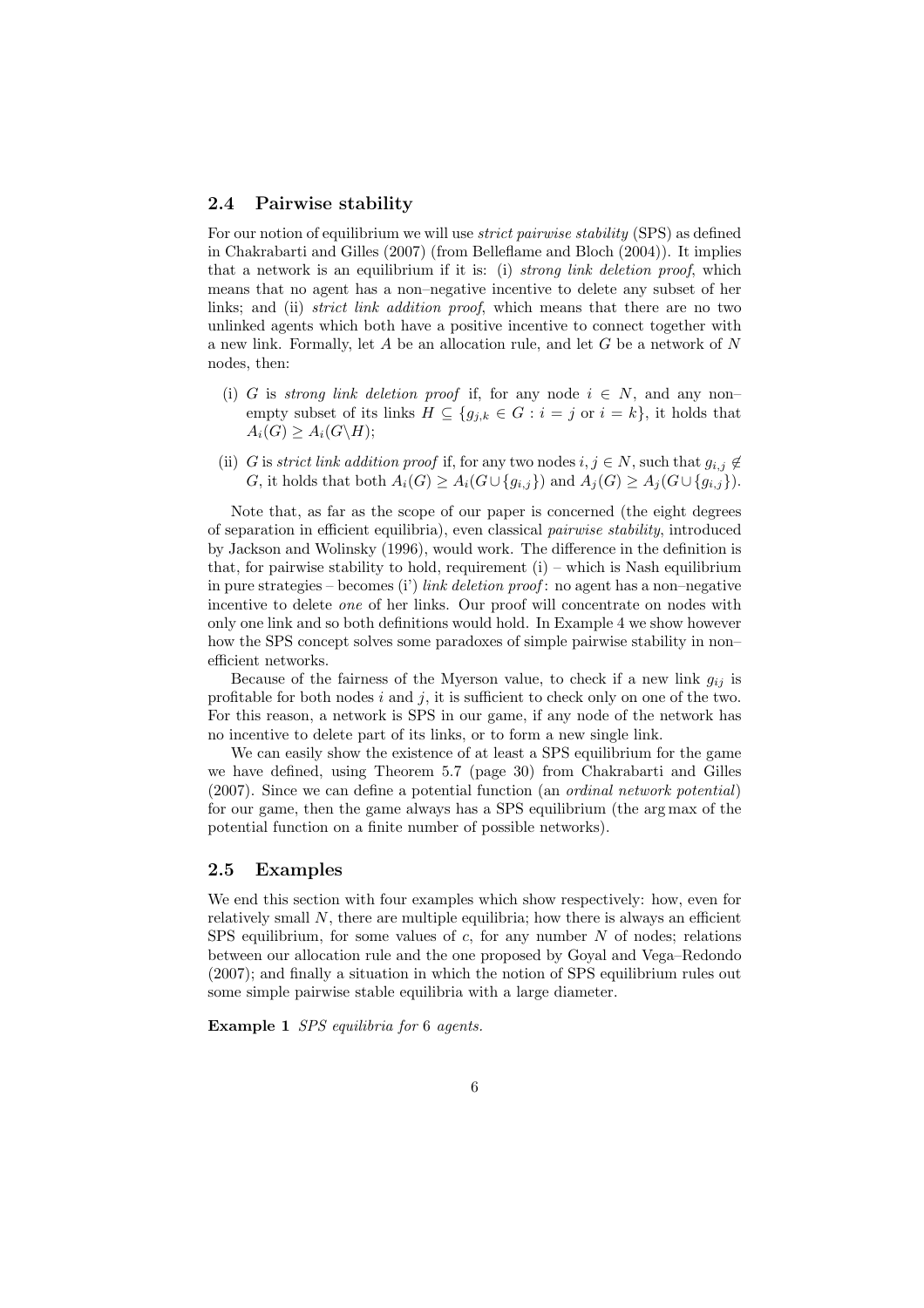### 2.4 Pairwise stability

For our notion of equilibrium we will use *strict pairwise stability* (SPS) as defined in Chakrabarti and Gilles (2007) (from Belleflame and Bloch (2004)). It implies that a network is an equilibrium if it is: (i) *strong link deletion proof*, which means that no agent has a non–negative incentive to delete any subset of her links; and (ii) *strict link addition proof*, which means that there are no two unlinked agents which both have a positive incentive to connect together with a new link. Formally, let $A$ be an allocation rule, and let $G$ be a network of $N$ nodes, then:

- (i) $G$ is *strong link deletion proof* if, for any node $i \in N$, and any non–empty subset of its links $H \subseteq \{g_{j,k} \in G : i = j \text{ or } i = k\}$, it holds that $A_i(G) \geq A_i(G \backslash H)$;
- (ii) $G$ is *strict link addition proof* if, for any two nodes $i, j \in N$, such that $g_{i,j} \notin G$, it holds that both $A_i(G) \geq A_i(G \cup \{g_{i,j}\})$ and $A_j(G) \geq A_j(G \cup \{g_{i,j}\})$.

Note that, as far as the scope of our paper is concerned (the eight degrees of separation in efficient equilibria), even classical *pairwise stability*, introduced by Jackson and Wolinsky (1996), would work. The difference in the definition is that, for pairwise stability to hold, requirement (i) – which is Nash equilibrium in pure strategies – becomes (i') *link deletion proof*: no agent has a non–negative incentive to delete *one* of her links. Our proof will concentrate on nodes with only one link and so both definitions would hold. In Example 4 we show however how the SPS concept solves some paradoxes of simple pairwise stability in non–efficient networks.

Because of the fairness of the Myerson value, to check if a new link $g_{ij}$ is profitable for both nodes $i$ and $j$, it is sufficient to check only on one of the two. For this reason, a network is SPS in our game, if any node of the network has no incentive to delete part of its links, or to form a new single link.

We can easily show the existence of at least a SPS equilibrium for the game we have defined, using Theorem 5.7 (page 30) from Chakrabarti and Gilles (2007). Since we can define a potential function (an *ordinal network potential*) for our game, then the game always has a SPS equilibrium (the arg max of the potential function on a finite number of possible networks).

### 2.5 Examples

We end this section with four examples which show respectively: how, even for relatively small $N$, there are multiple equilibria; how there is always an efficient SPS equilibrium, for some values of $c$, for any number $N$ of nodes; relations between our allocation rule and the one proposed by Goyal and Vega–Redondo (2007); and finally a situation in which the notion of SPS equilibrium rules out some simple pairwise stable equilibria with a large diameter.

**Example 1** *SPS equilibria for* 6 *agents.*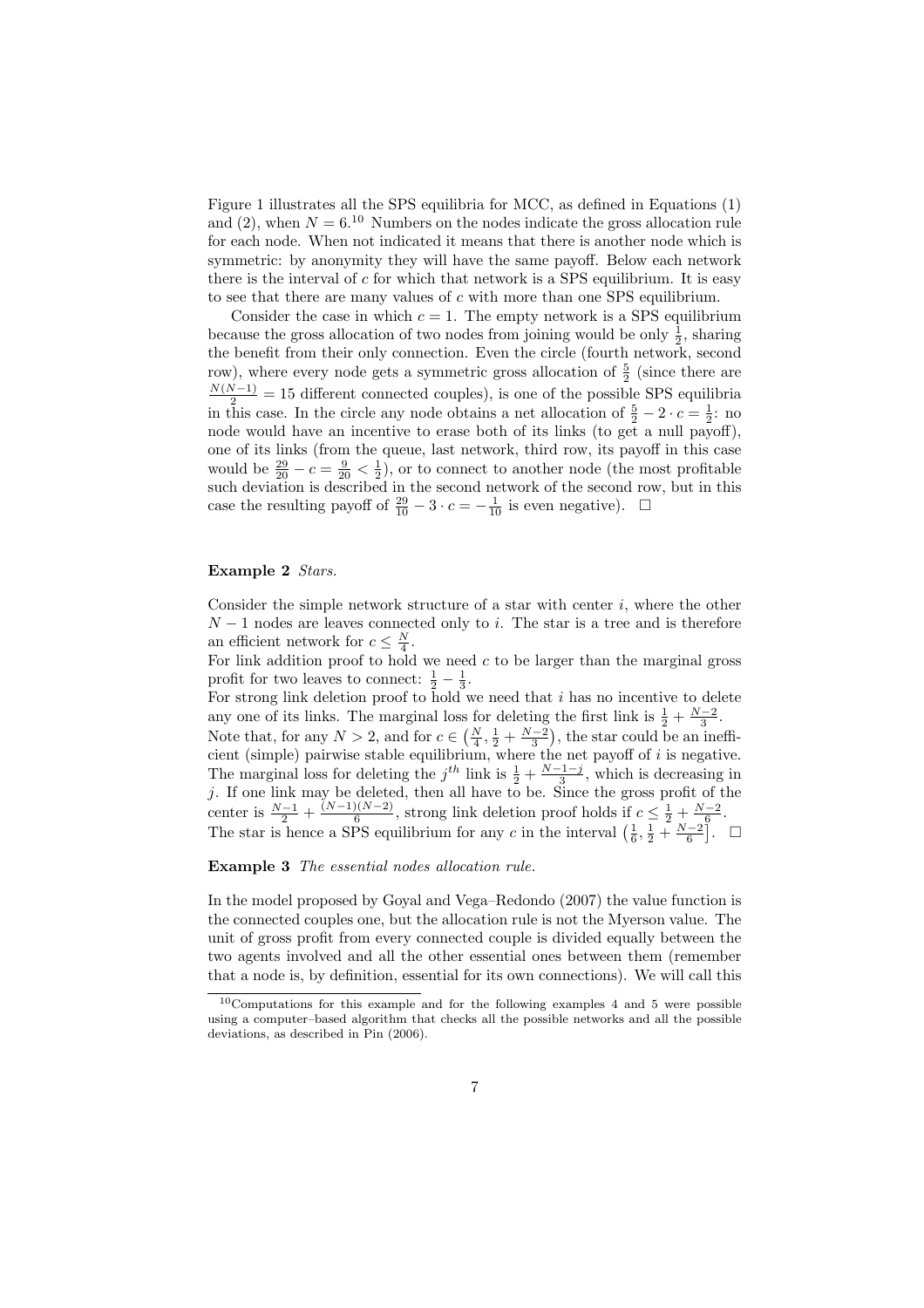Figure 1 illustrates all the SPS equilibria for MCC, as defined in Equations (1) and (2), when $N = 6$.[10] Numbers on the nodes indicate the gross allocation rule for each node. When not indicated it means that there is another node which is symmetric: by anonymity they will have the same payoff. Below each network there is the interval of $c$ for which that network is a SPS equilibrium. It is easy to see that there are many values of $c$ with more than one SPS equilibrium.

Consider the case in which $c = 1$. The empty network is a SPS equilibrium because the gross allocation of two nodes from joining would be only $\frac{1}{2}$, sharing the benefit from their only connection. Even the circle (fourth network, second row), where every node gets a symmetric gross allocation of $\frac{5}{2}$ (since there are $\frac{N(N-1)}{2} = 15$ different connected couples), is one of the possible SPS equilibria in this case. In the circle any node obtains a net allocation of $\frac{5}{2} - 2 \cdot c = \frac{1}{2}$: no node would have an incentive to erase both of its links (to get a null payoff), one of its links (from the queue, last network, third row, its payoff in this case would be $\frac{29}{20} - c = \frac{9}{20} < \frac{1}{2}$), or to connect to another node (the most profitable such deviation is described in the second network of the second row, but in this case the resulting payoff of $\frac{29}{10} - 3 \cdot c = -\frac{1}{10}$ is even negative). $\square$

**Example 2** *Stars.*

Consider the simple network structure of a star with center $i$, where the other $N - 1$ nodes are leaves connected only to $i$. The star is a tree and is therefore an efficient network for $c \leq \frac{N}{4}$.
For link addition proof to hold we need $c$ to be larger than the marginal gross profit for two leaves to connect: $\frac{1}{2} - \frac{1}{3}$.
For strong link deletion proof to hold we need that $i$ has no incentive to delete any one of its links. The marginal loss for deleting the first link is $\frac{1}{2} + \frac{N-2}{3}$.
Note that, for any $N > 2$, and for $c \in \left(\frac{N}{4}, \frac{1}{2} + \frac{N-2}{3}\right)$, the star could be an inefficient (simple) pairwise stable equilibrium, where the net payoff of $i$ is negative.
The marginal loss for deleting the $j^{th}$ link is $\frac{1}{2} + \frac{N-1-j}{3}$, which is decreasing in $j$. If one link may be deleted, then all have to be. Since the gross profit of the center is $\frac{N-1}{2} + \frac{(N-1)(N-2)}{6}$, strong link deletion proof holds if $c \leq \frac{1}{2} + \frac{N-2}{6}$.
The star is hence a SPS equilibrium for any $c$ in the interval $\left(\frac{1}{6}, \frac{1}{2} + \frac{N-2}{6}\right]$. $\square$

**Example 3** *The essential nodes allocation rule.*

In the model proposed by Goyal and Vega–Redondo (2007) the value function is the connected couples one, but the allocation rule is not the Myerson value. The unit of gross profit from every connected couple is divided equally between the two agents involved and all the other essential ones between them (remember that a node is, by definition, essential for its own connections). We will call this

[10] Computations for this example and for the following examples 4 and 5 were possible using a computer–based algorithm that checks all the possible networks and all the possible deviations, as described in Pin (2006).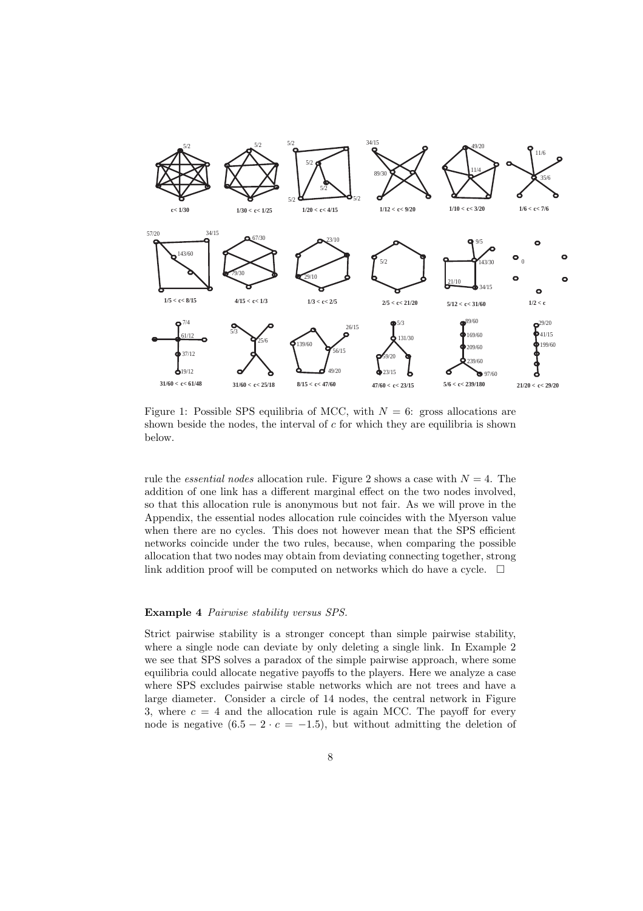Figure 1: Possible SPS equilibria of MCC, with $N = 6$: gross allocations are shown beside the nodes, the interval of $c$ for which they are equilibria is shown below.

rule the *essential nodes* allocation rule. Figure 2 shows a case with $N = 4$. The addition of one link has a different marginal effect on the two nodes involved, so that this allocation rule is anonymous but not fair. As we will prove in the Appendix, the essential nodes allocation rule coincides with the Myerson value when there are no cycles. This does not however mean that the SPS efficient networks coincide under the two rules, because, when comparing the possible allocation that two nodes may obtain from deviating connecting together, strong link addition proof will be computed on networks which do have a cycle. □

**Example 4** *Pairwise stability versus SPS.*

Strict pairwise stability is a stronger concept than simple pairwise stability, where a single node can deviate by only deleting a single link. In Example 2 we see that SPS solves a paradox of the simple pairwise approach, where some equilibria could allocate negative payoffs to the players. Here we analyze a case where SPS excludes pairwise stable networks which are not trees and have a large diameter. Consider a circle of 14 nodes, the central network in Figure 3, where $c = 4$ and the allocation rule is again MCC. The payoff for every node is negative $(6.5 - 2 \cdot c = -1.5)$, but without admitting the deletion of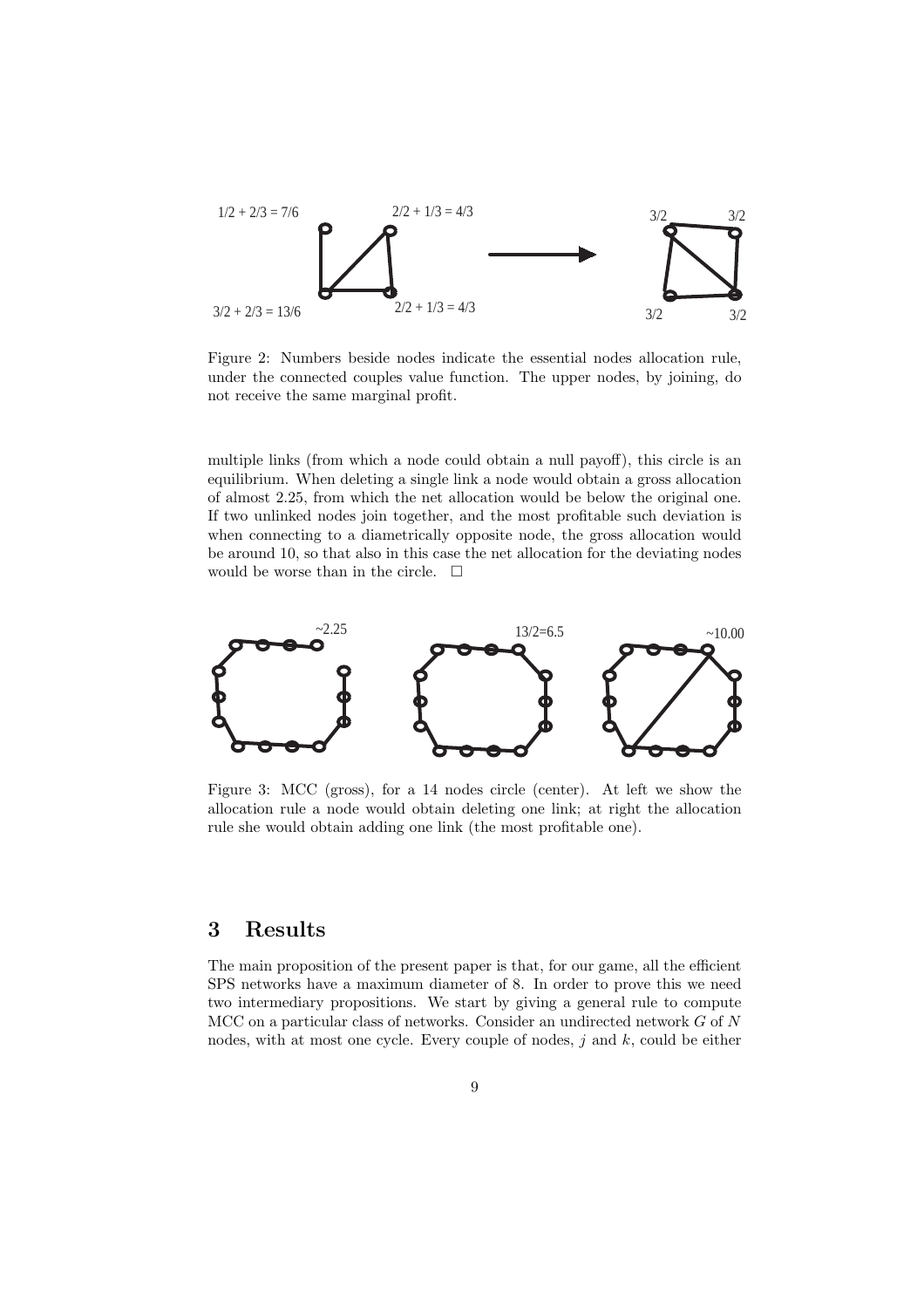Figure 2: Numbers beside nodes indicate the essential nodes allocation rule, under the connected couples value function. The upper nodes, by joining, do not receive the same marginal profit.

multiple links (from which a node could obtain a null payoff), this circle is an equilibrium. When deleting a single link a node would obtain a gross allocation of almost 2.25, from which the net allocation would be below the original one. If two unlinked nodes join together, and the most profitable such deviation is when connecting to a diametrically opposite node, the gross allocation would be around 10, so that also in this case the net allocation for the deviating nodes would be worse than in the circle. □

Figure 3: MCC (gross), for a 14 nodes circle (center). At left we show the allocation rule a node would obtain deleting one link; at right the allocation rule she would obtain adding one link (the most profitable one).

## 3 Results

The main proposition of the present paper is that, for our game, all the efficient SPS networks have a maximum diameter of 8. In order to prove this we need two intermediary propositions. We start by giving a general rule to compute MCC on a particular class of networks. Consider an undirected network $G$ of $N$ nodes, with at most one cycle. Every couple of nodes, $j$ and $k$, could be either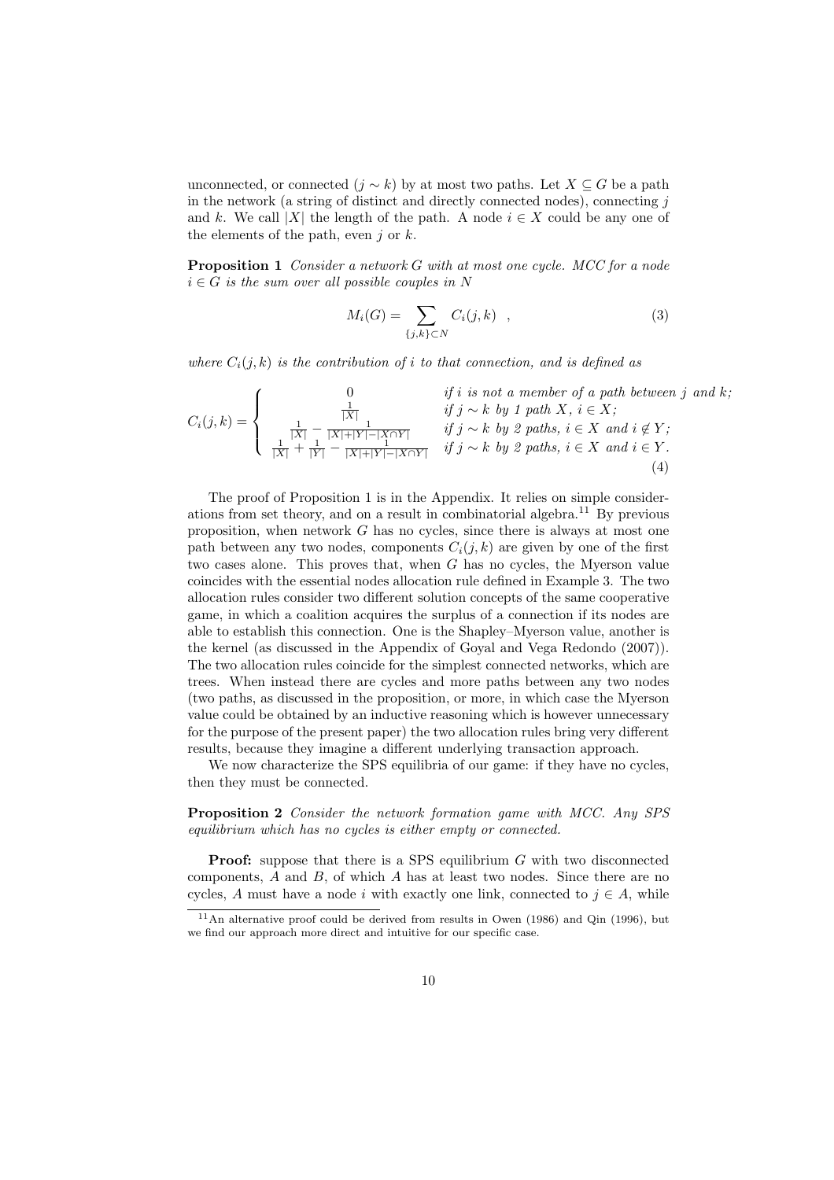unconnected, or connected ($j \sim k$) by at most two paths. Let $X \subseteq G$ be a path in the network (a string of distinct and directly connected nodes), connecting $j$ and $k$. We call $|X|$ the length of the path. A node $i \in X$ could be any one of the elements of the path, even $j$ or $k$.

**Proposition 1** *Consider a network $G$ with at most one cycle. MCC for a node $i \in G$ is the sum over all possible couples in $N$*

$$M_i(G) = \sum_{\{j,k\} \subset N} C_i(j,k) \quad , \tag{3}$$

*where $C_i(j,k)$ is the contribution of $i$ to that connection, and is defined as*

$$C_i(j,k) = \begin{cases} 0 & \textit{if } i \textit{ is not a member of a path between } j \textit{ and } k; \\ \frac{1}{|X|} & \textit{if } j \sim k \textit{ by 1 path } X,\ i \in X; \\ \frac{1}{|X|} - \frac{1}{|X|+|Y|-|X \cap Y|} & \textit{if } j \sim k \textit{ by 2 paths, } i \in X \textit{ and } i \notin Y; \\ \frac{1}{|X|} + \frac{1}{|Y|} - \frac{1}{|X|+|Y|-|X \cap Y|} & \textit{if } j \sim k \textit{ by 2 paths, } i \in X \textit{ and } i \in Y. \end{cases} \tag{4}$$

The proof of Proposition 1 is in the Appendix. It relies on simple considerations from set theory, and on a result in combinatorial algebra.[11] By previous proposition, when network $G$ has no cycles, since there is always at most one path between any two nodes, components $C_i(j,k)$ are given by one of the first two cases alone. This proves that, when $G$ has no cycles, the Myerson value coincides with the essential nodes allocation rule defined in Example 3. The two allocation rules consider two different solution concepts of the same cooperative game, in which a coalition acquires the surplus of a connection if its nodes are able to establish this connection. One is the Shapley–Myerson value, another is the kernel (as discussed in the Appendix of Goyal and Vega Redondo (2007)). The two allocation rules coincide for the simplest connected networks, which are trees. When instead there are cycles and more paths between any two nodes (two paths, as discussed in the proposition, or more, in which case the Myerson value could be obtained by an inductive reasoning which is however unnecessary for the purpose of the present paper) the two allocation rules bring very different results, because they imagine a different underlying transaction approach.

We now characterize the SPS equilibria of our game: if they have no cycles, then they must be connected.

**Proposition 2** *Consider the network formation game with MCC. Any SPS equilibrium which has no cycles is either empty or connected.*

**Proof:** suppose that there is a SPS equilibrium $G$ with two disconnected components, $A$ and $B$, of which $A$ has at least two nodes. Since there are no cycles, $A$ must have a node $i$ with exactly one link, connected to $j \in A$, while

[11] An alternative proof could be derived from results in Owen (1986) and Qin (1996), but we find our approach more direct and intuitive for our specific case.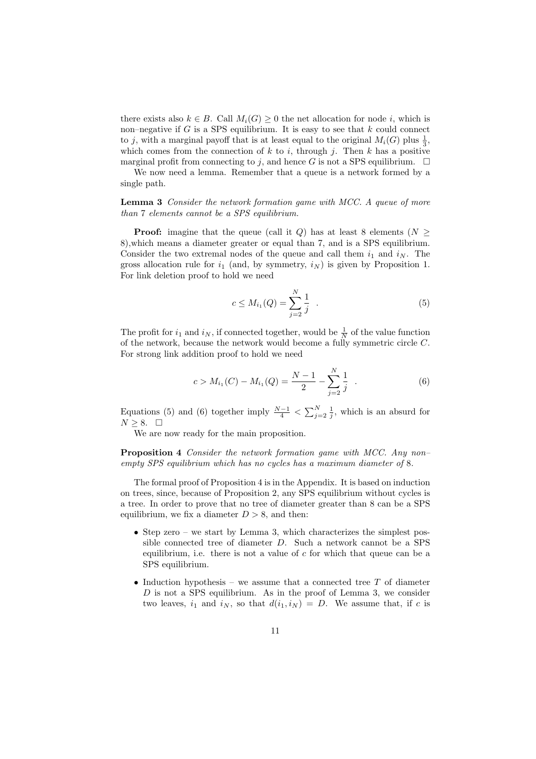there exists also $k \in B$. Call $M_i(G) \geq 0$ the net allocation for node $i$, which is non–negative if $G$ is a SPS equilibrium. It is easy to see that $k$ could connect to $j$, with a marginal payoff that is at least equal to the original $M_i(G)$ plus $\frac{1}{3}$, which comes from the connection of $k$ to $i$, through $j$. Then $k$ has a positive marginal profit from connecting to $j$, and hence $G$ is not a SPS equilibrium. $\square$

We now need a lemma. Remember that a queue is a network formed by a single path.

**Lemma 3** *Consider the network formation game with MCC. A queue of more than 7 elements cannot be a SPS equilibrium.*

**Proof:** imagine that the queue (call it $Q$) has at least 8 elements ($N \geq 8$),which means a diameter greater or equal than 7, and is a SPS equilibrium. Consider the two extremal nodes of the queue and call them $i_1$ and $i_N$. The gross allocation rule for $i_1$ (and, by symmetry, $i_N$) is given by Proposition 1. For link deletion proof to hold we need

$$c \leq M_{i_1}(Q) = \sum_{j=2}^{N} \frac{1}{j} \quad . \tag{5}$$

The profit for $i_1$ and $i_N$, if connected together, would be $\frac{1}{N}$ of the value function of the network, because the network would become a fully symmetric circle $C$. For strong link addition proof to hold we need

$$c > M_{i_1}(C) - M_{i_1}(Q) = \frac{N-1}{2} - \sum_{j=2}^{N} \frac{1}{j} \quad . \tag{6}$$

Equations (5) and (6) together imply $\frac{N-1}{4} < \sum_{j=2}^{N} \frac{1}{j}$, which is an absurd for $N \geq 8$. $\square$

We are now ready for the main proposition.

**Proposition 4** *Consider the network formation game with MCC. Any non–empty SPS equilibrium which has no cycles has a maximum diameter of* 8.

The formal proof of Proposition 4 is in the Appendix. It is based on induction on trees, since, because of Proposition 2, any SPS equilibrium without cycles is a tree. In order to prove that no tree of diameter greater than 8 can be a SPS equilibrium, we fix a diameter $D > 8$, and then:

- Step zero – we start by Lemma 3, which characterizes the simplest possible connected tree of diameter $D$. Such a network cannot be a SPS equilibrium, i.e. there is not a value of $c$ for which that queue can be a SPS equilibrium.
- Induction hypothesis – we assume that a connected tree $T$ of diameter $D$ is not a SPS equilibrium. As in the proof of Lemma 3, we consider two leaves, $i_1$ and $i_N$, so that $d(i_1, i_N) = D$. We assume that, if $c$ is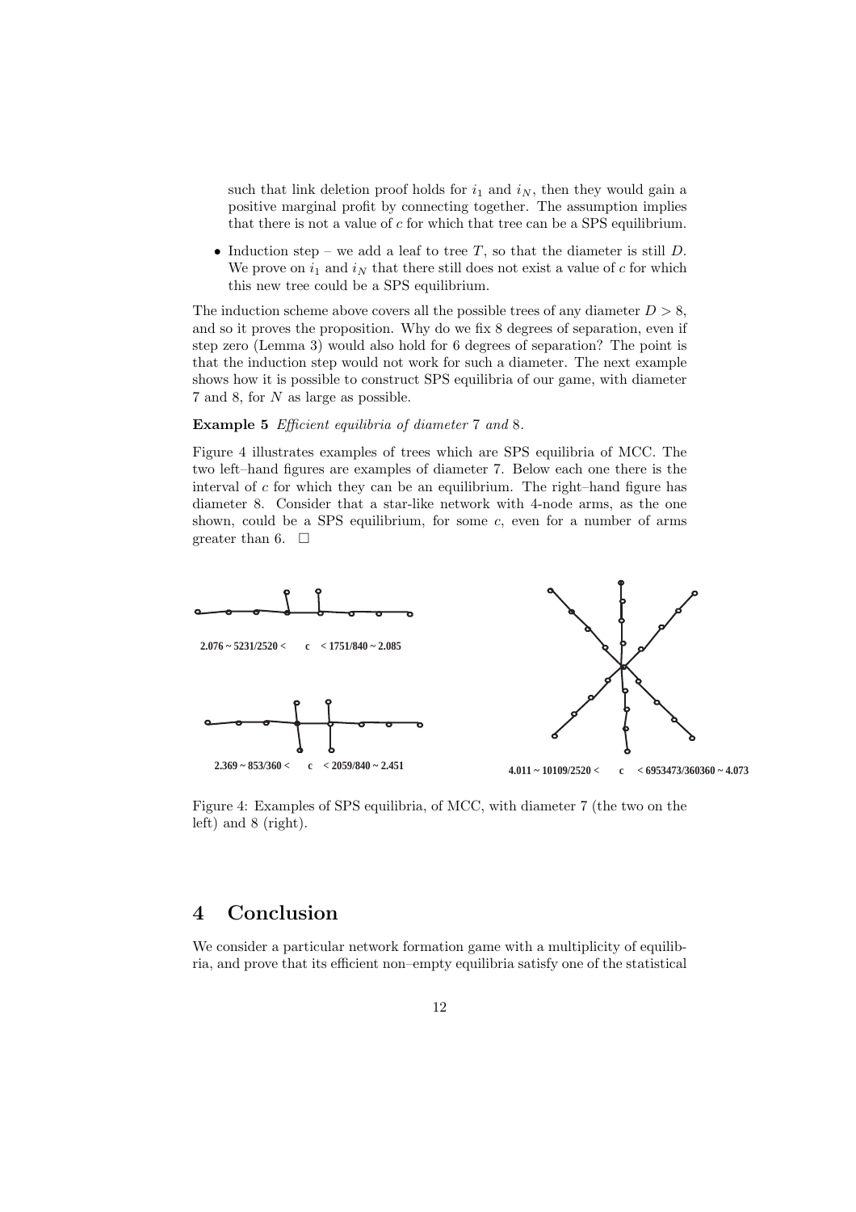such that link deletion proof holds for $i_1$ and $i_N$, then they would gain a positive marginal profit by connecting together. The assumption implies that there is not a value of $c$ for which that tree can be a SPS equilibrium.

- Induction step – we add a leaf to tree $T$, so that the diameter is still $D$. We prove on $i_1$ and $i_N$ that there still does not exist a value of $c$ for which this new tree could be a SPS equilibrium.

The induction scheme above covers all the possible trees of any diameter $D > 8$, and so it proves the proposition. Why do we fix 8 degrees of separation, even if step zero (Lemma 3) would also hold for 6 degrees of separation? The point is that the induction step would not work for such a diameter. The next example shows how it is possible to construct SPS equilibria of our game, with diameter 7 and 8, for $N$ as large as possible.

**Example 5** *Efficient equilibria of diameter* 7 *and* 8.

Figure 4 illustrates examples of trees which are SPS equilibria of MCC. The two left–hand figures are examples of diameter 7. Below each one there is the interval of $c$ for which they can be an equilibrium. The right–hand figure has diameter 8. Consider that a star-like network with 4-node arms, as the one shown, could be a SPS equilibrium, for some $c$, even for a number of arms greater than 6. □

**2.076 ~ 5231/2520 < c < 1751/840 ~ 2.085**

**2.369 ~ 853/360 < c < 2059/840 ~ 2.451**

**4.011 ~ 10109/2520 < c < 6953473/360360 ~ 4.073**

Figure 4: Examples of SPS equilibria, of MCC, with diameter 7 (the two on the left) and 8 (right).

# 4 Conclusion

We consider a particular network formation game with a multiplicity of equilibria, and prove that its efficient non–empty equilibria satisfy one of the statistical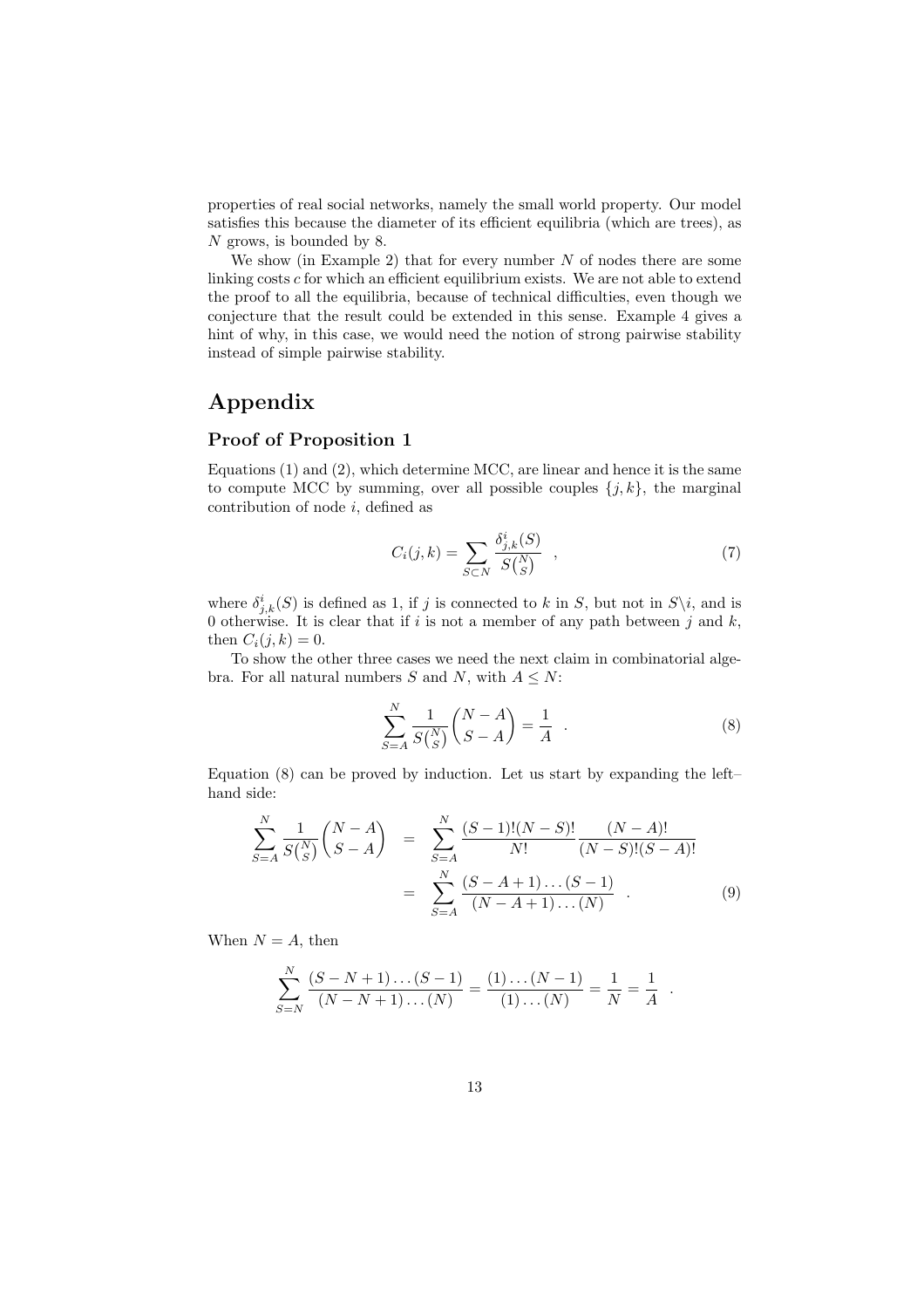properties of real social networks, namely the small world property. Our model satisfies this because the diameter of its efficient equilibria (which are trees), as $N$ grows, is bounded by 8.

We show (in Example 2) that for every number $N$ of nodes there are some linking costs $c$ for which an efficient equilibrium exists. We are not able to extend the proof to all the equilibria, because of technical difficulties, even though we conjecture that the result could be extended in this sense. Example 4 gives a hint of why, in this case, we would need the notion of strong pairwise stability instead of simple pairwise stability.

# Appendix

## Proof of Proposition 1

Equations (1) and (2), which determine MCC, are linear and hence it is the same to compute MCC by summing, over all possible couples $\{j,k\}$, the marginal contribution of node $i$, defined as

$$C_i(j,k) = \sum_{S \subset N} \frac{\delta^i_{j,k}(S)}{S\binom{N}{S}} \quad , \tag{7}$$

where $\delta^i_{j,k}(S)$ is defined as 1, if $j$ is connected to $k$ in $S$, but not in $S \backslash i$, and is 0 otherwise. It is clear that if $i$ is not a member of any path between $j$ and $k$, then $C_i(j,k) = 0$.

To show the other three cases we need the next claim in combinatorial algebra. For all natural numbers $S$ and $N$, with $A \leq N$:

$$\sum_{S=A}^{N} \frac{1}{S\binom{N}{S}} \binom{N-A}{S-A} = \frac{1}{A} \quad . \tag{8}$$

Equation (8) can be proved by induction. Let us start by expanding the left–hand side:

$$\begin{aligned} \sum_{S=A}^{N} \frac{1}{S\binom{N}{S}} \binom{N-A}{S-A} &= \sum_{S=A}^{N} \frac{(S-1)!(N-S)!}{N!} \frac{(N-A)!}{(N-S)!(S-A)!} \\ &= \sum_{S=A}^{N} \frac{(S-A+1)\dots(S-1)}{(N-A+1)\dots(N)} \quad . \end{aligned} \tag{9}$$

When $N = A$, then

$$\sum_{S=N}^{N} \frac{(S-N+1)\dots(S-1)}{(N-N+1)\dots(N)} = \frac{(1)\dots(N-1)}{(1)\dots(N)} = \frac{1}{N} = \frac{1}{A} \quad .$$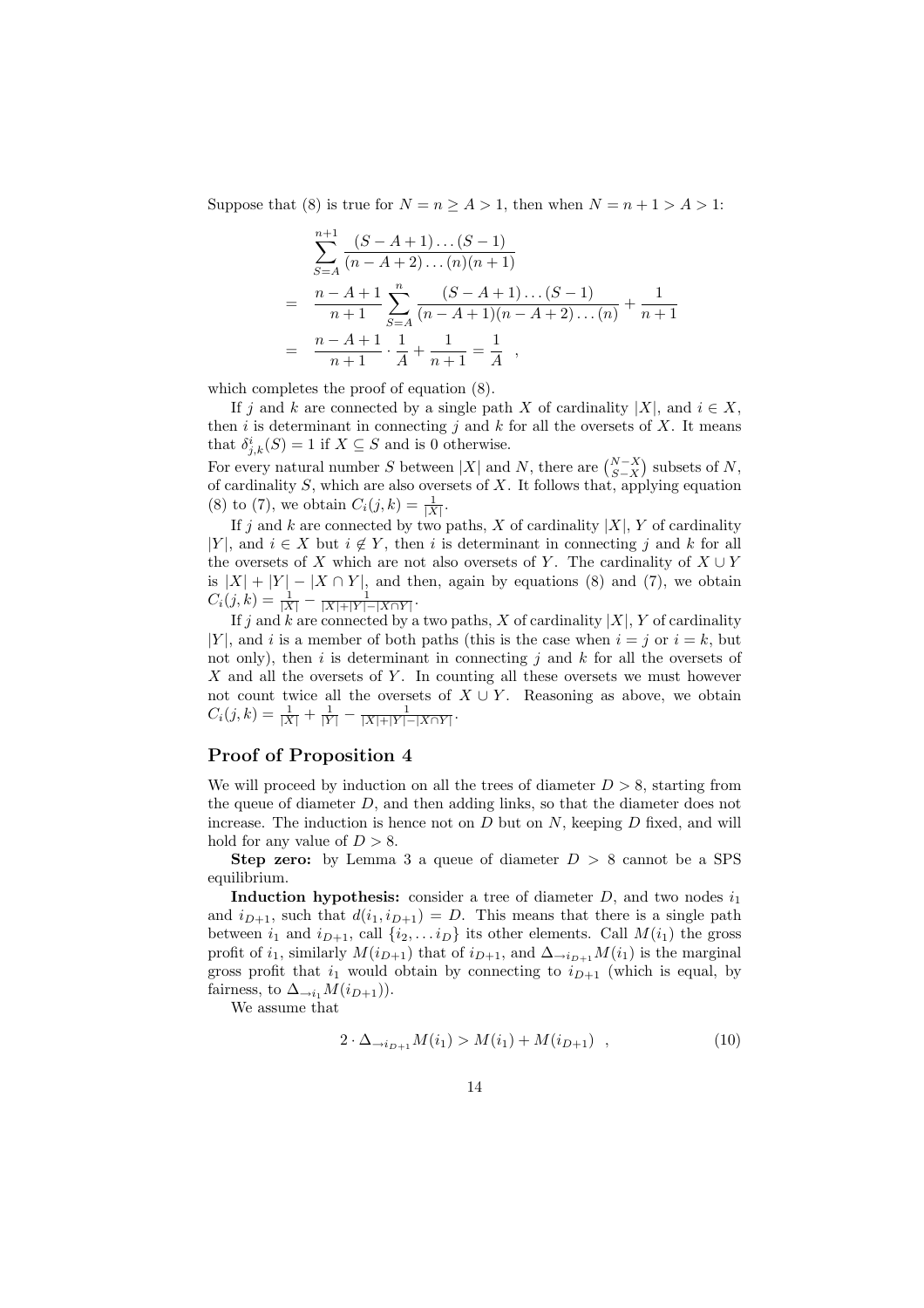Suppose that (8) is true for $N = n \geq A > 1$, then when $N = n + 1 > A > 1$:

$$
\begin{aligned}
& \sum_{S=A}^{n+1} \frac{(S-A+1)\dots(S-1)}{(n-A+2)\dots(n)(n+1)} \\
= \quad & \frac{n-A+1}{n+1} \sum_{S=A}^{n} \frac{(S-A+1)\dots(S-1)}{(n-A+1)(n-A+2)\dots(n)} + \frac{1}{n+1} \\
= \quad & \frac{n-A+1}{n+1} \cdot \frac{1}{A} + \frac{1}{n+1} = \frac{1}{A} \quad ,
\end{aligned}
$$

which completes the proof of equation (8).

If $j$ and $k$ are connected by a single path $X$ of cardinality $|X|$, and $i \in X$, then $i$ is determinant in connecting $j$ and $k$ for all the oversets of $X$. It means that $\delta^i_{j,k}(S) = 1$ if $X \subseteq S$ and is 0 otherwise.
For every natural number $S$ between $|X|$ and $N$, there are $\binom{N-X}{S-X}$ subsets of $N$, of cardinality $S$, which are also oversets of $X$. It follows that, applying equation (8) to (7), we obtain $C_i(j,k) = \frac{1}{|X|}$.

If $j$ and $k$ are connected by two paths, $X$ of cardinality $|X|$, $Y$ of cardinality $|Y|$, and $i \in X$ but $i \notin Y$, then $i$ is determinant in connecting $j$ and $k$ for all the oversets of $X$ which are not also oversets of $Y$. The cardinality of $X \cup Y$ is $|X| + |Y| - |X \cap Y|$, and then, again by equations (8) and (7), we obtain $C_i(j,k) = \frac{1}{|X|} - \frac{1}{|X|+|Y|-|X \cap Y|}$.

If $j$ and $k$ are connected by a two paths, $X$ of cardinality $|X|$, $Y$ of cardinality $|Y|$, and $i$ is a member of both paths (this is the case when $i = j$ or $i = k$, but not only), then $i$ is determinant in connecting $j$ and $k$ for all the oversets of $X$ and all the oversets of $Y$. In counting all these oversets we must however not count twice all the oversets of $X \cup Y$. Reasoning as above, we obtain $C_i(j,k) = \frac{1}{|X|} + \frac{1}{|Y|} - \frac{1}{|X|+|Y|-|X \cap Y|}$.

## Proof of Proposition 4

We will proceed by induction on all the trees of diameter $D > 8$, starting from the queue of diameter $D$, and then adding links, so that the diameter does not increase. The induction is hence not on $D$ but on $N$, keeping $D$ fixed, and will hold for any value of $D > 8$.

**Step zero:** by Lemma 3 a queue of diameter $D > 8$ cannot be a SPS equilibrium.

**Induction hypothesis:** consider a tree of diameter $D$, and two nodes $i_1$ and $i_{D+1}$, such that $d(i_1, i_{D+1}) = D$. This means that there is a single path between $i_1$ and $i_{D+1}$, call $\{i_2, \dots i_D\}$ its other elements. Call $M(i_1)$ the gross profit of $i_1$, similarly $M(i_{D+1})$ that of $i_{D+1}$, and $\Delta_{\to i_{D+1}} M(i_1)$ is the marginal gross profit that $i_1$ would obtain by connecting to $i_{D+1}$ (which is equal, by fairness, to $\Delta_{\to i_1} M(i_{D+1})$).

We assume that

$$
2 \cdot \Delta_{\to i_{D+1}} M(i_1) > M(i_1) + M(i_{D+1}) \quad , \tag{10}
$$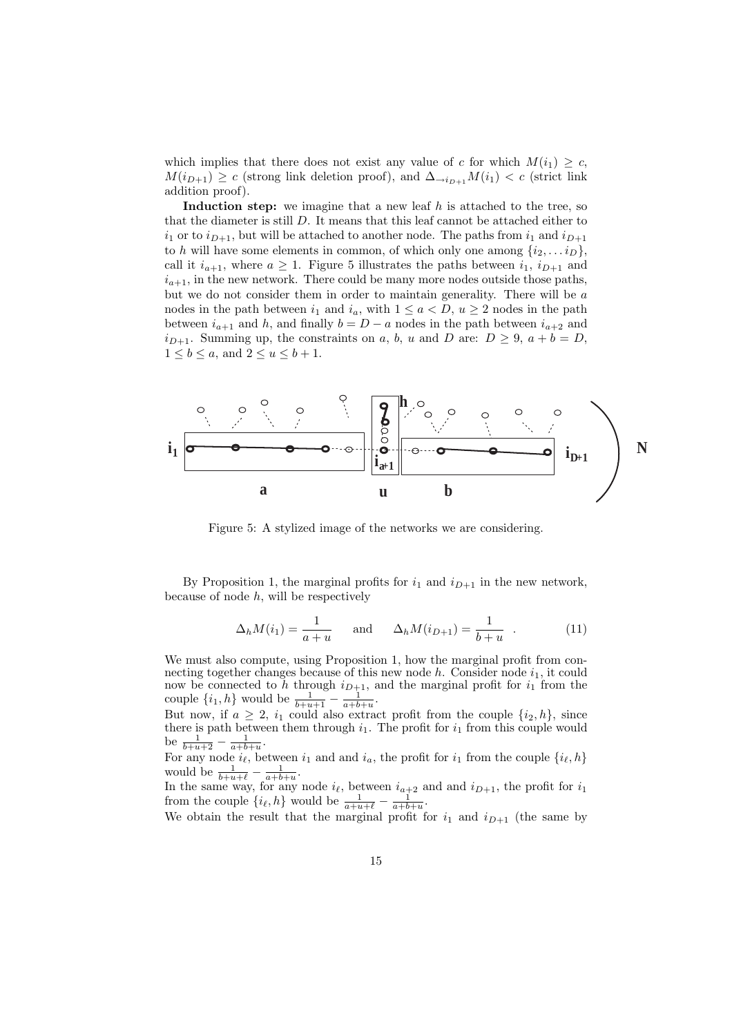which implies that there does not exist any value of $c$ for which $M(i_1) \geq c$, $M(i_{D+1}) \geq c$ (strong link deletion proof), and $\Delta_{\rightarrow i_{D+1}} M(i_1) < c$ (strict link addition proof).

**Induction step:** we imagine that a new leaf $h$ is attached to the tree, so that the diameter is still $D$. It means that this leaf cannot be attached either to $i_1$ or to $i_{D+1}$, but will be attached to another node. The paths from $i_1$ and $i_{D+1}$ to $h$ will have some elements in common, of which only one among $\{i_2, \ldots i_D\}$, call it $i_{a+1}$, where $a \geq 1$. Figure 5 illustrates the paths between $i_1$, $i_{D+1}$ and $i_{a+1}$, in the new network. There could be many more nodes outside those paths, but we do not consider them in order to maintain generality. There will be $a$ nodes in the path between $i_1$ and $i_a$, with $1 \leq a < D$, $u \geq 2$ nodes in the path between $i_{a+1}$ and $h$, and finally $b = D - a$ nodes in the path between $i_{a+2}$ and $i_{D+1}$. Summing up, the constraints on $a$, $b$, $u$ and $D$ are: $D \geq 9$, $a + b = D$, $1 \leq b \leq a$, and $2 \leq u \leq b + 1$.

Figure 5: A stylized image of the networks we are considering.

By Proposition 1, the marginal profits for $i_1$ and $i_{D+1}$ in the new network, because of node $h$, will be respectively

$$\Delta_h M(i_1) = \frac{1}{a+u} \quad \text{and} \quad \Delta_h M(i_{D+1}) = \frac{1}{b+u} \; . \tag{11}$$

We must also compute, using Proposition 1, how the marginal profit from connecting together changes because of this new node $h$. Consider node $i_1$, it could now be connected to $h$ through $i_{D+1}$, and the marginal profit for $i_1$ from the couple $\{i_1, h\}$ would be $\frac{1}{b+u+1} - \frac{1}{a+b+u}$.
But now, if $a \geq 2$, $i_1$ could also extract profit from the couple $\{i_2, h\}$, since there is path between them through $i_1$. The profit for $i_1$ from this couple would be $\frac{1}{b+u+2} - \frac{1}{a+b+u}$.
For any node $i_\ell$, between $i_1$ and and $i_a$, the profit for $i_1$ from the couple $\{i_\ell, h\}$ would be $\frac{1}{b+u+\ell} - \frac{1}{a+b+u}$.
In the same way, for any node $i_\ell$, between $i_{a+2}$ and and $i_{D+1}$, the profit for $i_1$ from the couple $\{i_\ell, h\}$ would be $\frac{1}{a+u+\ell} - \frac{1}{a+b+u}$.
We obtain the result that the marginal profit for $i_1$ and $i_{D+1}$ (the same by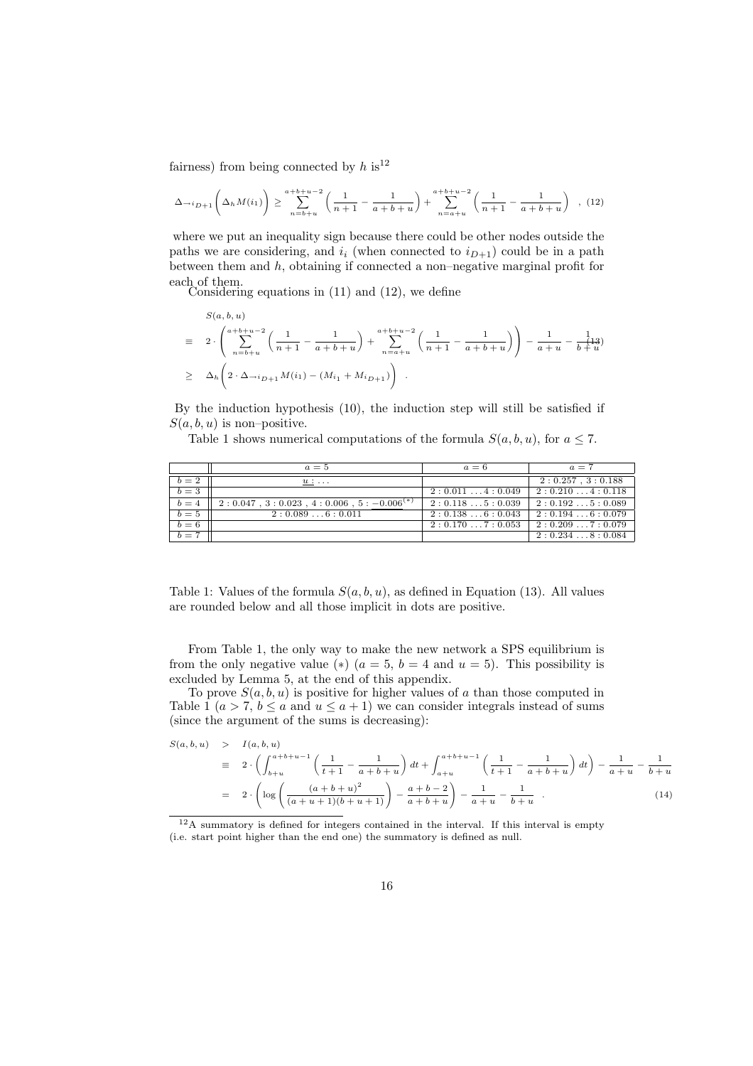fairness) from being connected by $h$ is[12]

$$\Delta_{\to i_{D+1}}\Big(\Delta_h M(i_1)\Big) \geq \sum_{n=b+u}^{a+b+u-2}\left(\frac{1}{n+1}-\frac{1}{a+b+u}\right)+\sum_{n=a+u}^{a+b+u-2}\left(\frac{1}{n+1}-\frac{1}{a+b+u}\right) \quad , \quad (12)$$

where we put an inequality sign because there could be other nodes outside the paths we are considering, and $i_i$ (when connected to $i_{D+1}$) could be in a path between them and $h$, obtaining if connected a non–negative marginal profit for each of them.

Considering equations in (11) and (12), we define

$$\begin{aligned}
& S(a,b,u) \\
\equiv\ & 2\cdot\left(\sum_{n=b+u}^{a+b+u-2}\left(\frac{1}{n+1}-\frac{1}{a+b+u}\right)+\sum_{n=a+u}^{a+b+u-2}\left(\frac{1}{n+1}-\frac{1}{a+b+u}\right)\right)-\frac{1}{a+u}-\frac{1}{b+u} \quad (13)\\
\geq\ & \Delta_h\Big(2\cdot\Delta_{\to i_{D+1}}M(i_1)-(M_{i_1}+M_{i_{D+1}})\Big) \quad .
\end{aligned}$$

By the induction hypothesis (10), the induction step will still be satisfied if $S(a,b,u)$ is non–positive.

Table 1 shows numerical computations of the formula $S(a,b,u)$, for $a \leq 7$.

| | $a=5$ | $a=6$ | $a=7$ |
|---|---|---|---|
| $b=2$ | $\underline{u:\ldots}$ | | $2:0.257\ ,\ 3:0.188$ |
| $b=3$ | | $2:0.011\ \ldots 4:0.049$ | $2:0.210\ \ldots 4:0.118$ |
| $b=4$ | $2:0.047\ ,\ 3:0.023\ ,\ 4:0.006\ ,\ 5:-0.006^{(*)}$ | $2:0.118\ \ldots 5:0.039$ | $2:0.192\ \ldots 5:0.089$ |
| $b=5$ | $2:0.089\ \ldots 6:0.011$ | $2:0.138\ \ldots 6:0.043$ | $2:0.194\ \ldots 6:0.079$ |
| $b=6$ | | $2:0.170\ \ldots 7:0.053$ | $2:0.209\ \ldots 7:0.079$ |
| $b=7$ | | | $2:0.234\ \ldots 8:0.084$ |

Table 1: Values of the formula $S(a,b,u)$, as defined in Equation (13). All values are rounded below and all those implicit in dots are positive.

From Table 1, the only way to make the new network a SPS equilibrium is from the only negative value $(*)$ ($a=5$, $b=4$ and $u=5$). This possibility is excluded by Lemma 5, at the end of this appendix.

To prove $S(a,b,u)$ is positive for higher values of $a$ than those computed in Table 1 ($a>7$, $b \leq a$ and $u \leq a+1$) we can consider integrals instead of sums (since the argument of the sums is decreasing):

$$\begin{aligned}
S(a,b,u)\ &>\ I(a,b,u) \\
&\equiv\ 2\cdot\left(\int_{b+u}^{a+b+u-1}\left(\frac{1}{t+1}-\frac{1}{a+b+u}\right)dt+\int_{a+u}^{a+b+u-1}\left(\frac{1}{t+1}-\frac{1}{a+b+u}\right)dt\right)-\frac{1}{a+u}-\frac{1}{b+u} \\
&=\ 2\cdot\left(\log\left(\frac{(a+b+u)^2}{(a+u+1)(b+u+1)}\right)-\frac{a+b-2}{a+b+u}\right)-\frac{1}{a+u}-\frac{1}{b+u} \quad . \quad (14)
\end{aligned}$$

[12] A summatory is defined for integers contained in the interval. If this interval is empty (i.e. start point higher than the end one) the summatory is defined as null.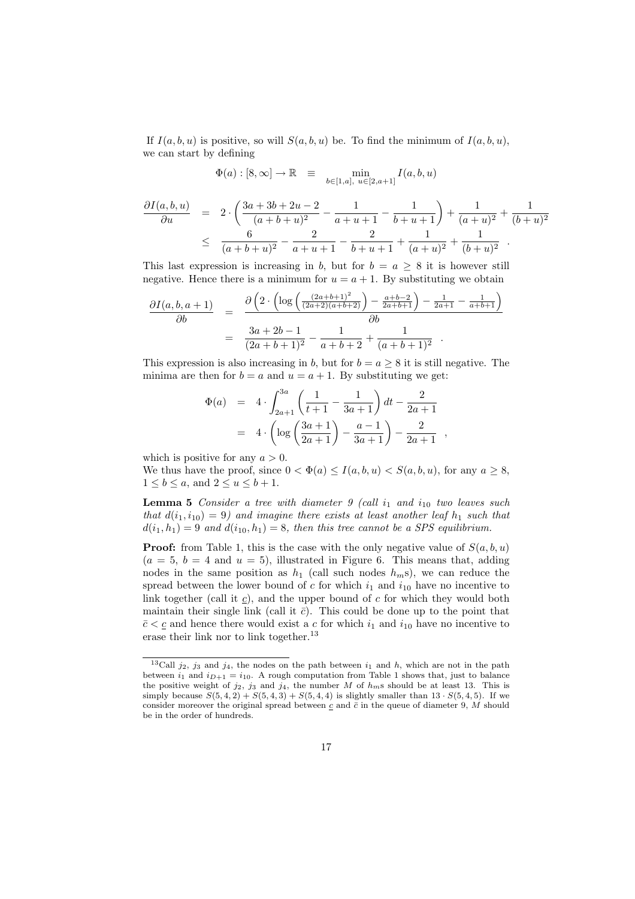If $I(a,b,u)$ is positive, so will $S(a,b,u)$ be. To find the minimum of $I(a,b,u)$, we can start by defining

$$\Phi(a) : [8, \infty] \to \mathbb{R} \quad \equiv \quad \min_{b \in [1,a],\ u \in [2,a+1]} I(a,b,u)$$

$$\begin{aligned}
\frac{\partial I(a,b,u)}{\partial u} &= 2 \cdot \left( \frac{3a+3b+2u-2}{(a+b+u)^2} - \frac{1}{a+u+1} - \frac{1}{b+u+1} \right) + \frac{1}{(a+u)^2} + \frac{1}{(b+u)^2} \\
&\leq \frac{6}{(a+b+u)^2} - \frac{2}{a+u+1} - \frac{2}{b+u+1} + \frac{1}{(a+u)^2} + \frac{1}{(b+u)^2} \quad .
\end{aligned}$$

This last expression is increasing in $b$, but for $b = a \geq 8$ it is however still negative. Hence there is a minimum for $u = a+1$. By substituting we obtain

$$\begin{aligned}
\frac{\partial I(a,b,a+1)}{\partial b} &= \frac{\partial \left( 2 \cdot \left( \log \left( \frac{(2a+b+1)^2}{(2a+2)(a+b+2)} \right) - \frac{a+b-2}{2a+b+1} \right) - \frac{1}{2a+1} - \frac{1}{a+b+1} \right)}{\partial b} \\
&= \frac{3a+2b-1}{(2a+b+1)^2} - \frac{1}{a+b+2} + \frac{1}{(a+b+1)^2} \quad .
\end{aligned}$$

This expression is also increasing in $b$, but for $b = a \geq 8$ it is still negative. The minima are then for $b = a$ and $u = a+1$. By substituting we get:

$$\begin{aligned}
\Phi(a) &= 4 \cdot \int_{2a+1}^{3a} \left( \frac{1}{t+1} - \frac{1}{3a+1} \right) dt - \frac{2}{2a+1} \\
&= 4 \cdot \left( \log \left( \frac{3a+1}{2a+1} \right) - \frac{a-1}{3a+1} \right) - \frac{2}{2a+1} \quad ,
\end{aligned}$$

which is positive for any $a > 0$.
We thus have the proof, since $0 < \Phi(a) \leq I(a,b,u) < S(a,b,u)$, for any $a \geq 8$, $1 \leq b \leq a$, and $2 \leq u \leq b+1$.

**Lemma 5** *Consider a tree with diameter 9 (call $i_1$ and $i_{10}$ two leaves such that $d(i_1, i_{10}) = 9$) and imagine there exists at least another leaf $h_1$ such that $d(i_1, h_1) = 9$ and $d(i_{10}, h_1) = 8$, then this tree cannot be a SPS equilibrium.*

**Proof:** from Table 1, this is the case with the only negative value of $S(a,b,u)$ ($a = 5$, $b = 4$ and $u = 5$), illustrated in Figure 6. This means that, adding nodes in the same position as $h_1$ (call such nodes $h_m$s), we can reduce the spread between the lower bound of $c$ for which $i_1$ and $i_{10}$ have no incentive to link together (call it $\underline{c}$), and the upper bound of $c$ for which they would both maintain their single link (call it $\bar{c}$). This could be done up to the point that $\bar{c} < \underline{c}$ and hence there would exist a $c$ for which $i_1$ and $i_{10}$ have no incentive to erase their link nor to link together.[13]

[13]Call $j_2$, $j_3$ and $j_4$, the nodes on the path between $i_1$ and $h$, which are not in the path between $i_1$ and $i_{D+1} = i_{10}$. A rough computation from Table 1 shows that, just to balance the positive weight of $j_2$, $j_3$ and $j_4$, the number $M$ of $h_m$s should be at least 13. This is simply because $S(5,4,2) + S(5,4,3) + S(5,4,4)$ is slightly smaller than $13 \cdot S(5,4,5)$. If we consider moreover the original spread between $\underline{c}$ and $\bar{c}$ in the queue of diameter 9, $M$ should be in the order of hundreds.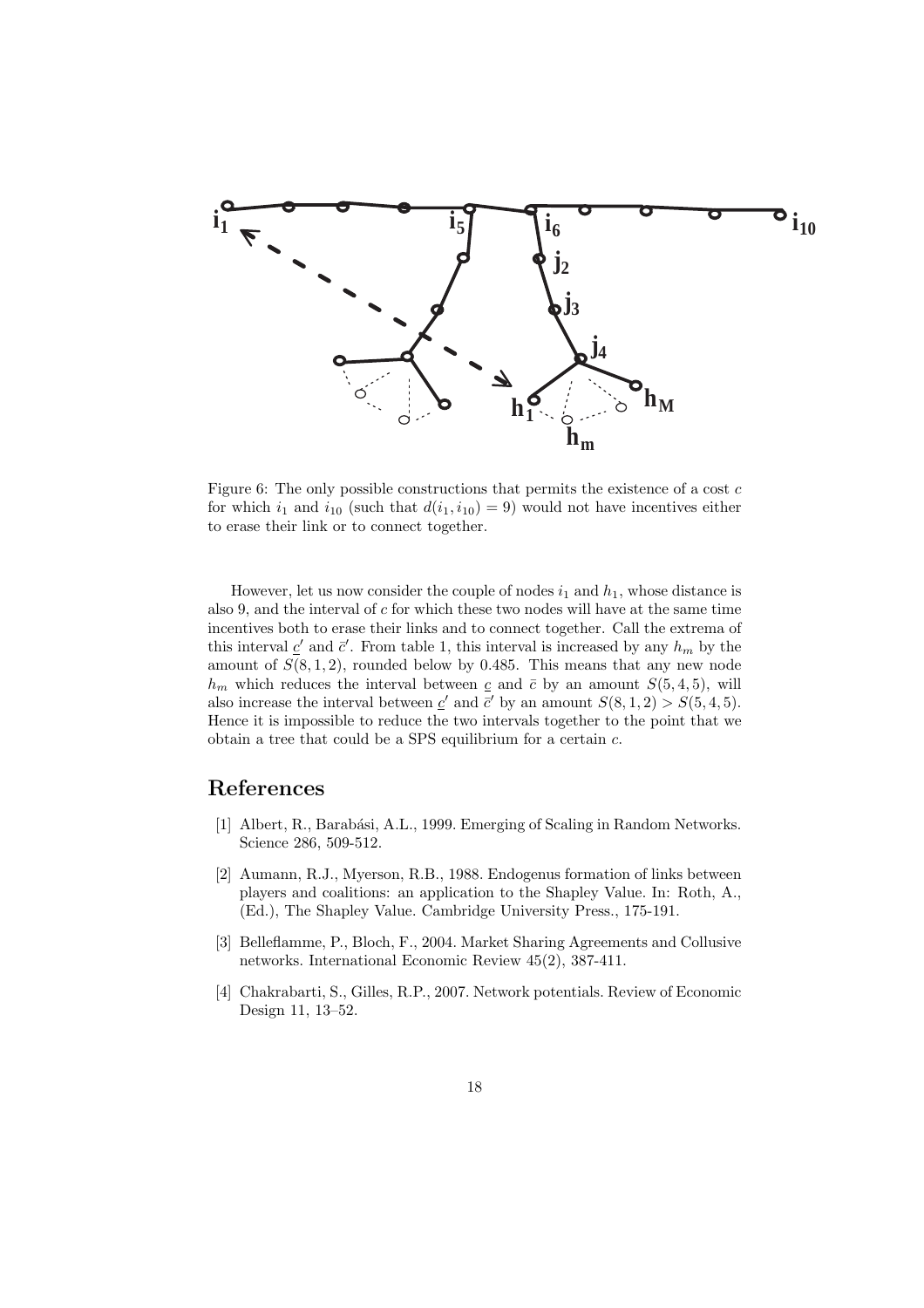Figure 6: The only possible constructions that permits the existence of a cost $c$ for which $i_1$ and $i_{10}$ (such that $d(i_1, i_{10}) = 9$) would not have incentives either to erase their link or to connect together.

However, let us now consider the couple of nodes $i_1$ and $h_1$, whose distance is also 9, and the interval of $c$ for which these two nodes will have at the same time incentives both to erase their links and to connect together. Call the extrema of this interval $\underline{c}'$ and $\bar{c}'$. From table 1, this interval is increased by any $h_m$ by the amount of $S(8, 1, 2)$, rounded below by 0.485. This means that any new node $h_m$ which reduces the interval between $\underline{c}$ and $\bar{c}$ by an amount $S(5, 4, 5)$, will also increase the interval between $\underline{c}'$ and $\bar{c}'$ by an amount $S(8, 1, 2) > S(5, 4, 5)$. Hence it is impossible to reduce the two intervals together to the point that we obtain a tree that could be a SPS equilibrium for a certain $c$.

# References

[1] Albert, R., Barabási, A.L., 1999. Emerging of Scaling in Random Networks. Science 286, 509-512.

[2] Aumann, R.J., Myerson, R.B., 1988. Endogenus formation of links between players and coalitions: an application to the Shapley Value. In: Roth, A., (Ed.), The Shapley Value. Cambridge University Press., 175-191.

[3] Belleflamme, P., Bloch, F., 2004. Market Sharing Agreements and Collusive networks. International Economic Review 45(2), 387-411.

[4] Chakrabarti, S., Gilles, R.P., 2007. Network potentials. Review of Economic Design 11, 13–52.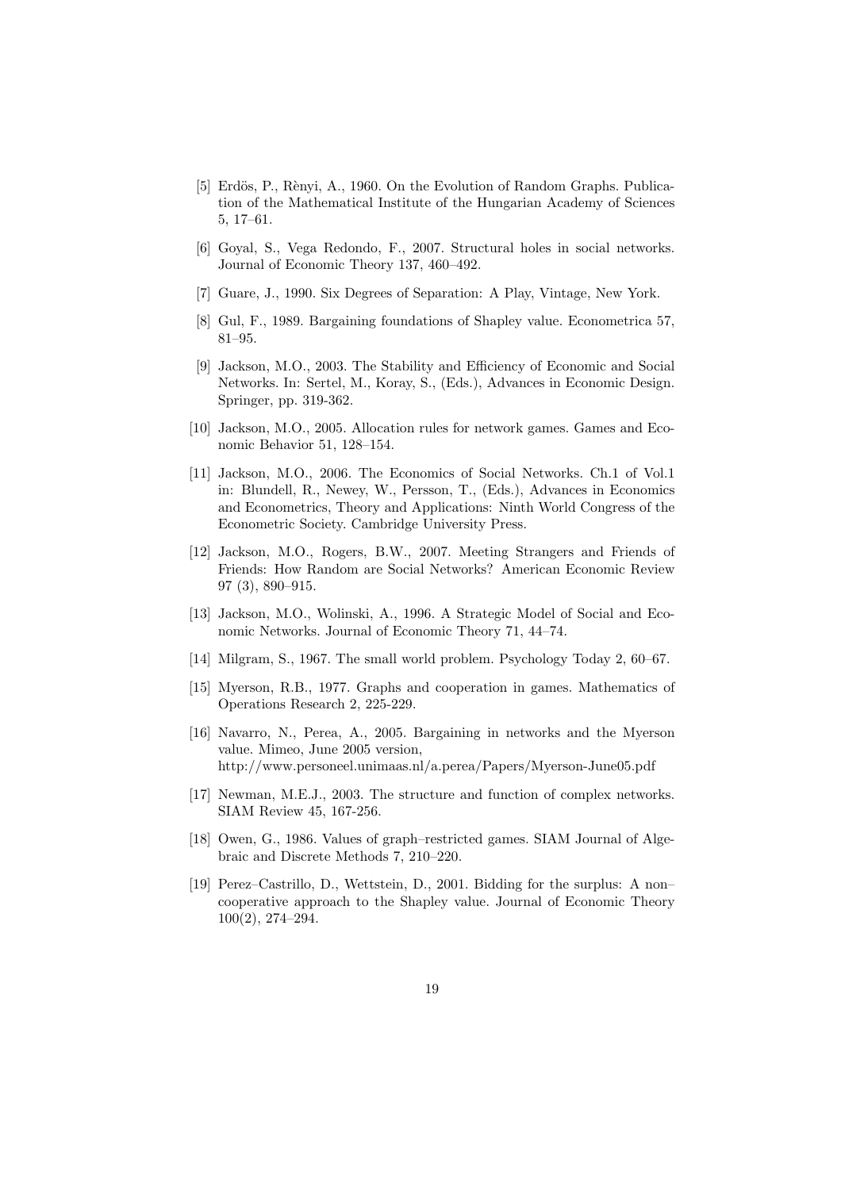[5] Erdös, P., Rènyi, A., 1960. On the Evolution of Random Graphs. Publication of the Mathematical Institute of the Hungarian Academy of Sciences 5, 17–61.

[6] Goyal, S., Vega Redondo, F., 2007. Structural holes in social networks. Journal of Economic Theory 137, 460–492.

[7] Guare, J., 1990. Six Degrees of Separation: A Play, Vintage, New York.

[8] Gul, F., 1989. Bargaining foundations of Shapley value. Econometrica 57, 81–95.

[9] Jackson, M.O., 2003. The Stability and Efficiency of Economic and Social Networks. In: Sertel, M., Koray, S., (Eds.), Advances in Economic Design. Springer, pp. 319-362.

[10] Jackson, M.O., 2005. Allocation rules for network games. Games and Economic Behavior 51, 128–154.

[11] Jackson, M.O., 2006. The Economics of Social Networks. Ch.1 of Vol.1 in: Blundell, R., Newey, W., Persson, T., (Eds.), Advances in Economics and Econometrics, Theory and Applications: Ninth World Congress of the Econometric Society. Cambridge University Press.

[12] Jackson, M.O., Rogers, B.W., 2007. Meeting Strangers and Friends of Friends: How Random are Social Networks? American Economic Review 97 (3), 890–915.

[13] Jackson, M.O., Wolinski, A., 1996. A Strategic Model of Social and Economic Networks. Journal of Economic Theory 71, 44–74.

[14] Milgram, S., 1967. The small world problem. Psychology Today 2, 60–67.

[15] Myerson, R.B., 1977. Graphs and cooperation in games. Mathematics of Operations Research 2, 225-229.

[16] Navarro, N., Perea, A., 2005. Bargaining in networks and the Myerson value. Mimeo, June 2005 version, http://www.personeel.unimaas.nl/a.perea/Papers/Myerson-June05.pdf

[17] Newman, M.E.J., 2003. The structure and function of complex networks. SIAM Review 45, 167-256.

[18] Owen, G., 1986. Values of graph–restricted games. SIAM Journal of Algebraic and Discrete Methods 7, 210–220.

[19] Perez–Castrillo, D., Wettstein, D., 2001. Bidding for the surplus: A non–cooperative approach to the Shapley value. Journal of Economic Theory 100(2), 274–294.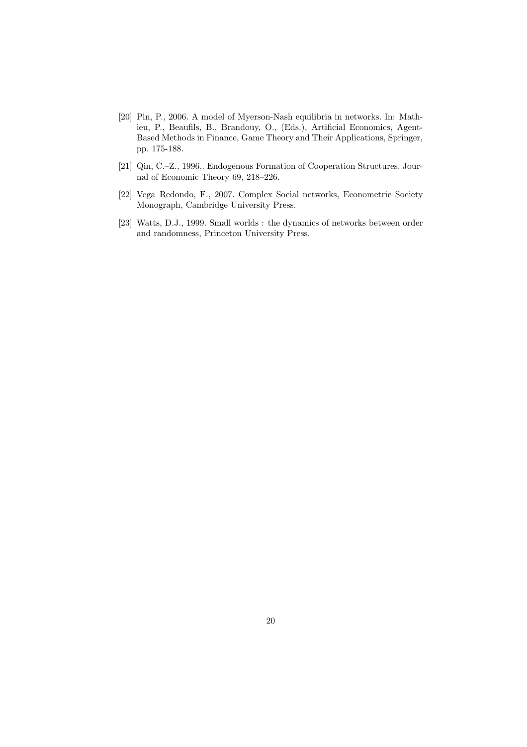[20] Pin, P., 2006. A model of Myerson-Nash equilibria in networks. In: Mathieu, P., Beaufils, B., Brandouy, O., (Eds.), Artificial Economics, Agent-Based Methods in Finance, Game Theory and Their Applications, Springer, pp. 175-188.

[21] Qin, C.–Z., 1996,. Endogenous Formation of Cooperation Structures. Journal of Economic Theory 69, 218–226.

[22] Vega–Redondo, F., 2007. Complex Social networks, Econometric Society Monograph, Cambridge University Press.

[23] Watts, D.J., 1999. Small worlds : the dynamics of networks between order and randomness, Princeton University Press.